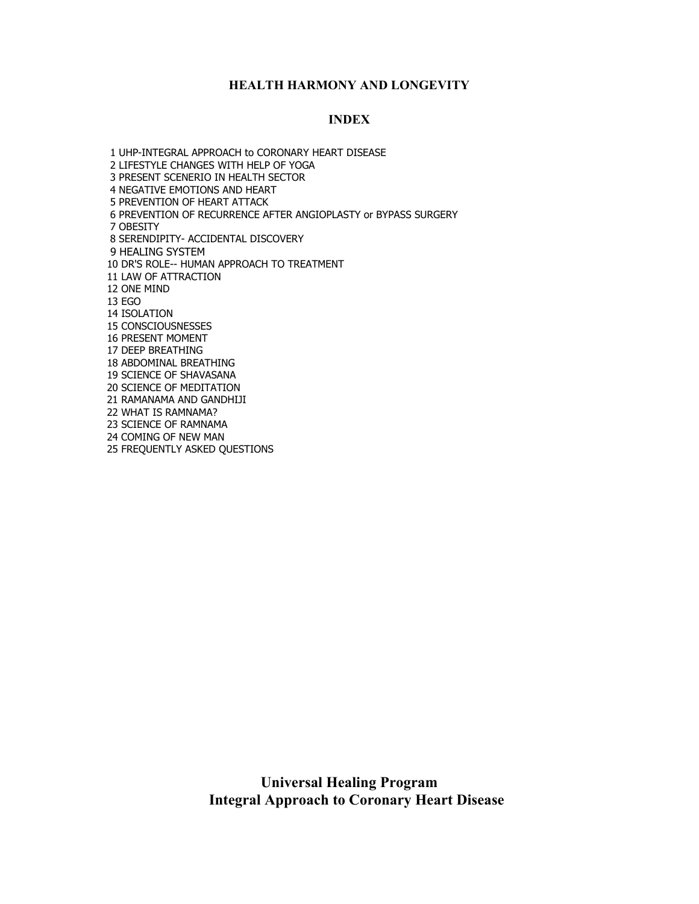# HEALTH HARMONY AND LONGEVITY

## INDEX

1 UHP-INTEGRAL APPROACH to CORONARY HEART DISEASE
2 LIFESTYLE CHANGES WITH HELP OF YOGA
3 PRESENT SCENERIO IN HEALTH SECTOR
4 NEGATIVE EMOTIONS AND HEART
5 PREVENTION OF HEART ATTACK
6 PREVENTION OF RECURRENCE AFTER ANGIOPLASTY or BYPASS SURGERY
7 OBESITY
8 SERENDIPITY- ACCIDENTAL DISCOVERY
9 HEALING SYSTEM
10 DR'S ROLE-- HUMAN APPROACH TO TREATMENT
11 LAW OF ATTRACTION
12 ONE MIND
13 EGO
14 ISOLATION
15 CONSCIOUSNESSES
16 PRESENT MOMENT
17 DEEP BREATHING
18 ABDOMINAL BREATHING
19 SCIENCE OF SHAVASANA
20 SCIENCE OF MEDITATION
21 RAMANAMA AND GANDHIJI
22 WHAT IS RAMNAMA?
23 SCIENCE OF RAMNAMA
24 COMING OF NEW MAN
25 FREQUENTLY ASKED QUESTIONS

## Universal Healing Program
## Integral Approach to Coronary Heart Disease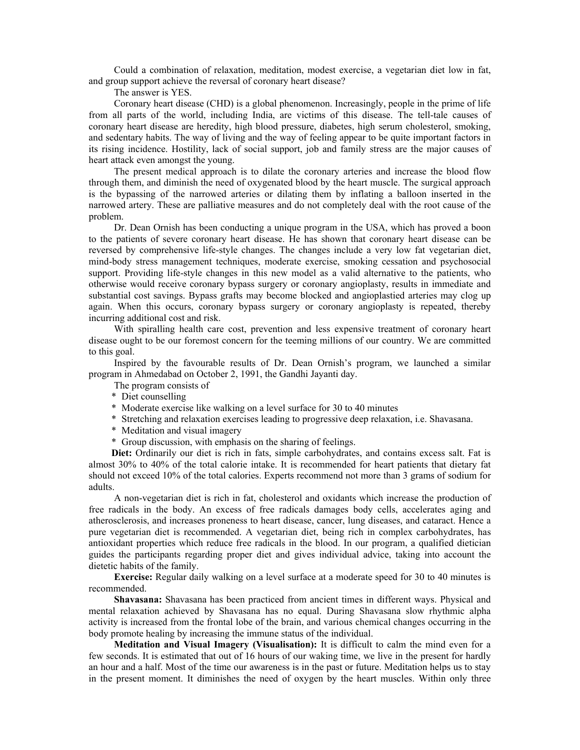Could a combination of relaxation, meditation, modest exercise, a vegetarian diet low in fat, and group support achieve the reversal of coronary heart disease?

The answer is YES.

Coronary heart disease (CHD) is a global phenomenon. Increasingly, people in the prime of life from all parts of the world, including India, are victims of this disease. The tell-tale causes of coronary heart disease are heredity, high blood pressure, diabetes, high serum cholesterol, smoking, and sedentary habits. The way of living and the way of feeling appear to be quite important factors in its rising incidence. Hostility, lack of social support, job and family stress are the major causes of heart attack even amongst the young.

The present medical approach is to dilate the coronary arteries and increase the blood flow through them, and diminish the need of oxygenated blood by the heart muscle. The surgical approach is the bypassing of the narrowed arteries or dilating them by inflating a balloon inserted in the narrowed artery. These are palliative measures and do not completely deal with the root cause of the problem.

Dr. Dean Ornish has been conducting a unique program in the USA, which has proved a boon to the patients of severe coronary heart disease. He has shown that coronary heart disease can be reversed by comprehensive life-style changes. The changes include a very low fat vegetarian diet, mind-body stress management techniques, moderate exercise, smoking cessation and psychosocial support. Providing life-style changes in this new model as a valid alternative to the patients, who otherwise would receive coronary bypass surgery or coronary angioplasty, results in immediate and substantial cost savings. Bypass grafts may become blocked and angioplastied arteries may clog up again. When this occurs, coronary bypass surgery or coronary angioplasty is repeated, thereby incurring additional cost and risk.

With spiralling health care cost, prevention and less expensive treatment of coronary heart disease ought to be our foremost concern for the teeming millions of our country. We are committed to this goal.

Inspired by the favourable results of Dr. Dean Ornish's program, we launched a similar program in Ahmedabad on October 2, 1991, the Gandhi Jayanti day.

The program consists of

* Diet counselling
* Moderate exercise like walking on a level surface for 30 to 40 minutes
* Stretching and relaxation exercises leading to progressive deep relaxation, i.e. Shavasana.
* Meditation and visual imagery
* Group discussion, with emphasis on the sharing of feelings.

**Diet:** Ordinarily our diet is rich in fats, simple carbohydrates, and contains excess salt. Fat is almost 30% to 40% of the total calorie intake. It is recommended for heart patients that dietary fat should not exceed 10% of the total calories. Experts recommend not more than 3 grams of sodium for adults.

A non-vegetarian diet is rich in fat, cholesterol and oxidants which increase the production of free radicals in the body. An excess of free radicals damages body cells, accelerates aging and atherosclerosis, and increases proneness to heart disease, cancer, lung diseases, and cataract. Hence a pure vegetarian diet is recommended. A vegetarian diet, being rich in complex carbohydrates, has antioxidant properties which reduce free radicals in the blood. In our program, a qualified dietician guides the participants regarding proper diet and gives individual advice, taking into account the dietetic habits of the family.

**Exercise:** Regular daily walking on a level surface at a moderate speed for 30 to 40 minutes is recommended.

**Shavasana:** Shavasana has been practiced from ancient times in different ways. Physical and mental relaxation achieved by Shavasana has no equal. During Shavasana slow rhythmic alpha activity is increased from the frontal lobe of the brain, and various chemical changes occurring in the body promote healing by increasing the immune status of the individual.

**Meditation and Visual Imagery (Visualisation):** It is difficult to calm the mind even for a few seconds. It is estimated that out of 16 hours of our waking time, we live in the present for hardly an hour and a half. Most of the time our awareness is in the past or future. Meditation helps us to stay in the present moment. It diminishes the need of oxygen by the heart muscles. Within only three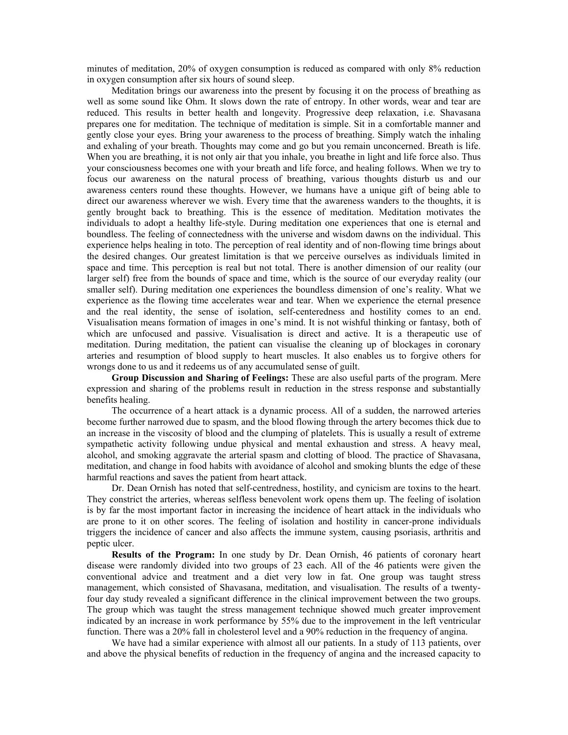minutes of meditation, 20% of oxygen consumption is reduced as compared with only 8% reduction in oxygen consumption after six hours of sound sleep.

Meditation brings our awareness into the present by focusing it on the process of breathing as well as some sound like Ohm. It slows down the rate of entropy. In other words, wear and tear are reduced. This results in better health and longevity. Progressive deep relaxation, i.e. Shavasana prepares one for meditation. The technique of meditation is simple. Sit in a comfortable manner and gently close your eyes. Bring your awareness to the process of breathing. Simply watch the inhaling and exhaling of your breath. Thoughts may come and go but you remain unconcerned. Breath is life. When you are breathing, it is not only air that you inhale, you breathe in light and life force also. Thus your consciousness becomes one with your breath and life force, and healing follows. When we try to focus our awareness on the natural process of breathing, various thoughts disturb us and our awareness centers round these thoughts. However, we humans have a unique gift of being able to direct our awareness wherever we wish. Every time that the awareness wanders to the thoughts, it is gently brought back to breathing. This is the essence of meditation. Meditation motivates the individuals to adopt a healthy life-style. During meditation one experiences that one is eternal and boundless. The feeling of connectedness with the universe and wisdom dawns on the individual. This experience helps healing in toto. The perception of real identity and of non-flowing time brings about the desired changes. Our greatest limitation is that we perceive ourselves as individuals limited in space and time. This perception is real but not total. There is another dimension of our reality (our larger self) free from the bounds of space and time, which is the source of our everyday reality (our smaller self). During meditation one experiences the boundless dimension of one's reality. What we experience as the flowing time accelerates wear and tear. When we experience the eternal presence and the real identity, the sense of isolation, self-centeredness and hostility comes to an end. Visualisation means formation of images in one's mind. It is not wishful thinking or fantasy, both of which are unfocused and passive. Visualisation is direct and active. It is a therapeutic use of meditation. During meditation, the patient can visualise the cleaning up of blockages in coronary arteries and resumption of blood supply to heart muscles. It also enables us to forgive others for wrongs done to us and it redeems us of any accumulated sense of guilt.

**Group Discussion and Sharing of Feelings:** These are also useful parts of the program. Mere expression and sharing of the problems result in reduction in the stress response and substantially benefits healing.

The occurrence of a heart attack is a dynamic process. All of a sudden, the narrowed arteries become further narrowed due to spasm, and the blood flowing through the artery becomes thick due to an increase in the viscosity of blood and the clumping of platelets. This is usually a result of extreme sympathetic activity following undue physical and mental exhaustion and stress. A heavy meal, alcohol, and smoking aggravate the arterial spasm and clotting of blood. The practice of Shavasana, meditation, and change in food habits with avoidance of alcohol and smoking blunts the edge of these harmful reactions and saves the patient from heart attack.

Dr. Dean Ornish has noted that self-centredness, hostility, and cynicism are toxins to the heart. They constrict the arteries, whereas selfless benevolent work opens them up. The feeling of isolation is by far the most important factor in increasing the incidence of heart attack in the individuals who are prone to it on other scores. The feeling of isolation and hostility in cancer-prone individuals triggers the incidence of cancer and also affects the immune system, causing psoriasis, arthritis and peptic ulcer.

**Results of the Program:** In one study by Dr. Dean Ornish, 46 patients of coronary heart disease were randomly divided into two groups of 23 each. All of the 46 patients were given the conventional advice and treatment and a diet very low in fat. One group was taught stress management, which consisted of Shavasana, meditation, and visualisation. The results of a twenty-four day study revealed a significant difference in the clinical improvement between the two groups. The group which was taught the stress management technique showed much greater improvement indicated by an increase in work performance by 55% due to the improvement in the left ventricular function. There was a 20% fall in cholesterol level and a 90% reduction in the frequency of angina.

We have had a similar experience with almost all our patients. In a study of 113 patients, over and above the physical benefits of reduction in the frequency of angina and the increased capacity to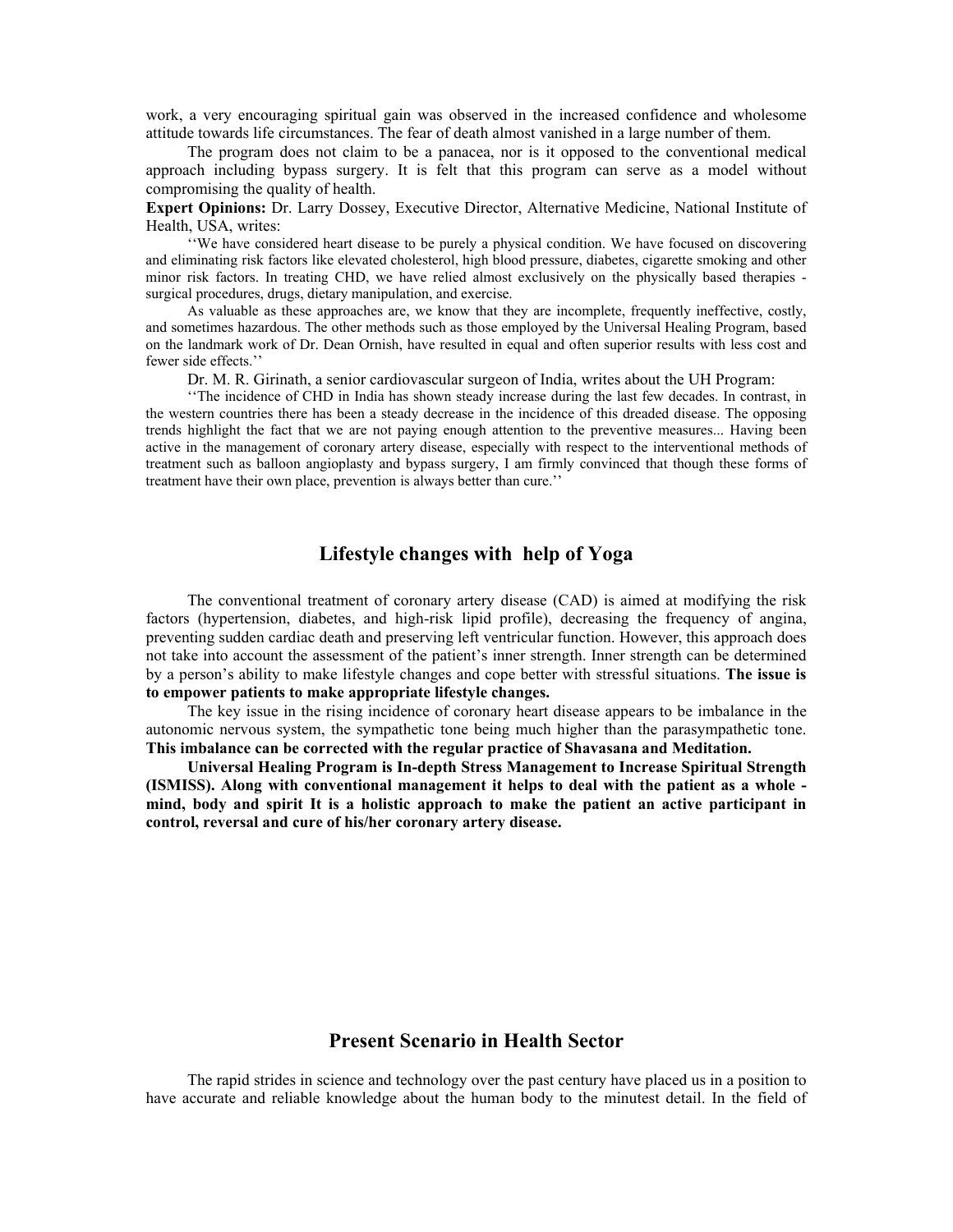work, a very encouraging spiritual gain was observed in the increased confidence and wholesome attitude towards life circumstances. The fear of death almost vanished in a large number of them.

The program does not claim to be a panacea, nor is it opposed to the conventional medical approach including bypass surgery. It is felt that this program can serve as a model without compromising the quality of health.

**Expert Opinions:** Dr. Larry Dossey, Executive Director, Alternative Medicine, National Institute of Health, USA, writes:

> ''We have considered heart disease to be purely a physical condition. We have focused on discovering and eliminating risk factors like elevated cholesterol, high blood pressure, diabetes, cigarette smoking and other minor risk factors. In treating CHD, we have relied almost exclusively on the physically based therapies - surgical procedures, drugs, dietary manipulation, and exercise.
>
> As valuable as these approaches are, we know that they are incomplete, frequently ineffective, costly, and sometimes hazardous. The other methods such as those employed by the Universal Healing Program, based on the landmark work of Dr. Dean Ornish, have resulted in equal and often superior results with less cost and fewer side effects.''

Dr. M. R. Girinath, a senior cardiovascular surgeon of India, writes about the UH Program:

> ''The incidence of CHD in India has shown steady increase during the last few decades. In contrast, in the western countries there has been a steady decrease in the incidence of this dreaded disease. The opposing trends highlight the fact that we are not paying enough attention to the preventive measures... Having been active in the management of coronary artery disease, especially with respect to the interventional methods of treatment such as balloon angioplasty and bypass surgery, I am firmly convinced that though these forms of treatment have their own place, prevention is always better than cure.''

## Lifestyle changes with help of Yoga

The conventional treatment of coronary artery disease (CAD) is aimed at modifying the risk factors (hypertension, diabetes, and high-risk lipid profile), decreasing the frequency of angina, preventing sudden cardiac death and preserving left ventricular function. However, this approach does not take into account the assessment of the patient's inner strength. Inner strength can be determined by a person's ability to make lifestyle changes and cope better with stressful situations. **The issue is to empower patients to make appropriate lifestyle changes.**

The key issue in the rising incidence of coronary heart disease appears to be imbalance in the autonomic nervous system, the sympathetic tone being much higher than the parasympathetic tone. **This imbalance can be corrected with the regular practice of Shavasana and Meditation.**

**Universal Healing Program is In-depth Stress Management to Increase Spiritual Strength (ISMISS). Along with conventional management it helps to deal with the patient as a whole - mind, body and spirit It is a holistic approach to make the patient an active participant in control, reversal and cure of his/her coronary artery disease.**

## Present Scenario in Health Sector

The rapid strides in science and technology over the past century have placed us in a position to have accurate and reliable knowledge about the human body to the minutest detail. In the field of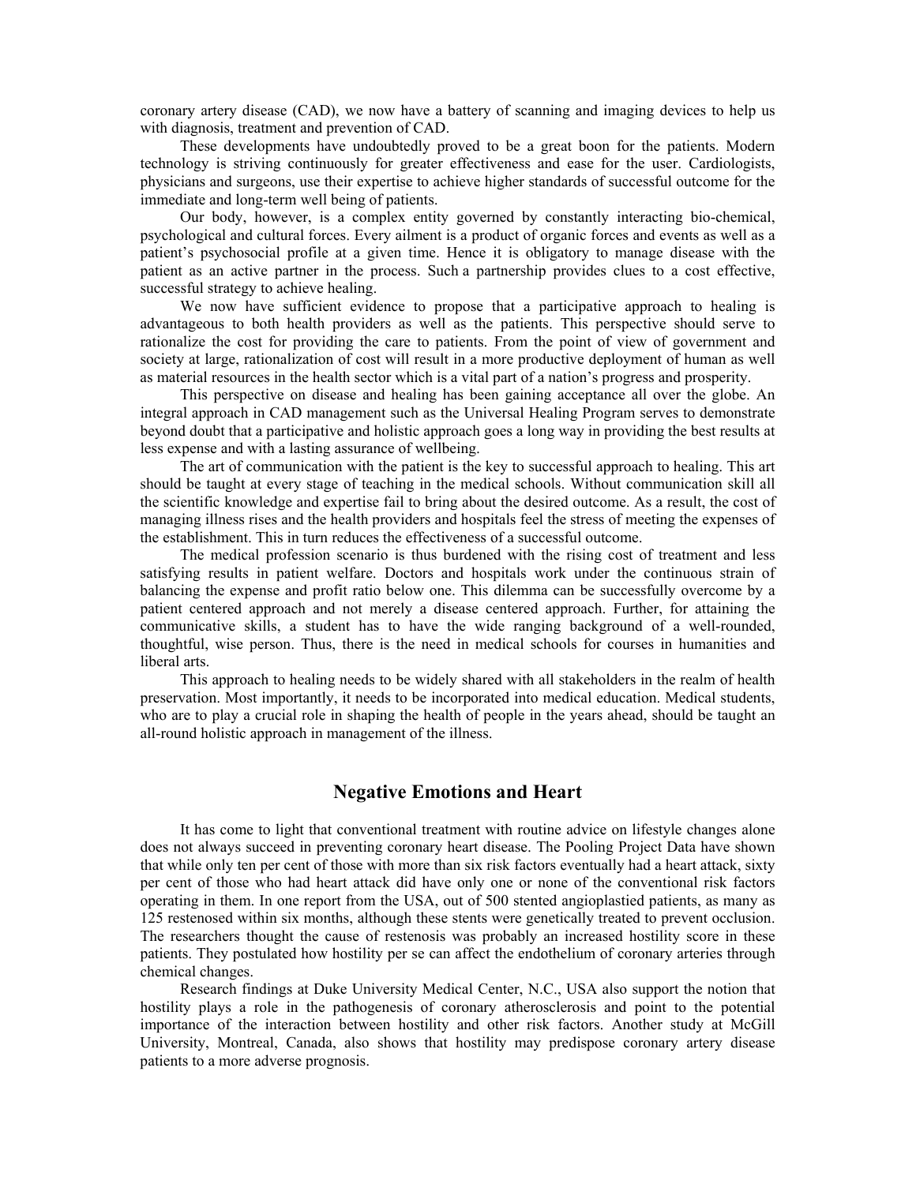coronary artery disease (CAD), we now have a battery of scanning and imaging devices to help us with diagnosis, treatment and prevention of CAD.

These developments have undoubtedly proved to be a great boon for the patients. Modern technology is striving continuously for greater effectiveness and ease for the user. Cardiologists, physicians and surgeons, use their expertise to achieve higher standards of successful outcome for the immediate and long-term well being of patients.

Our body, however, is a complex entity governed by constantly interacting bio-chemical, psychological and cultural forces. Every ailment is a product of organic forces and events as well as a patient's psychosocial profile at a given time. Hence it is obligatory to manage disease with the patient as an active partner in the process. Such a partnership provides clues to a cost effective, successful strategy to achieve healing.

We now have sufficient evidence to propose that a participative approach to healing is advantageous to both health providers as well as the patients. This perspective should serve to rationalize the cost for providing the care to patients. From the point of view of government and society at large, rationalization of cost will result in a more productive deployment of human as well as material resources in the health sector which is a vital part of a nation's progress and prosperity.

This perspective on disease and healing has been gaining acceptance all over the globe. An integral approach in CAD management such as the Universal Healing Program serves to demonstrate beyond doubt that a participative and holistic approach goes a long way in providing the best results at less expense and with a lasting assurance of wellbeing.

The art of communication with the patient is the key to successful approach to healing. This art should be taught at every stage of teaching in the medical schools. Without communication skill all the scientific knowledge and expertise fail to bring about the desired outcome. As a result, the cost of managing illness rises and the health providers and hospitals feel the stress of meeting the expenses of the establishment. This in turn reduces the effectiveness of a successful outcome.

The medical profession scenario is thus burdened with the rising cost of treatment and less satisfying results in patient welfare. Doctors and hospitals work under the continuous strain of balancing the expense and profit ratio below one. This dilemma can be successfully overcome by a patient centered approach and not merely a disease centered approach. Further, for attaining the communicative skills, a student has to have the wide ranging background of a well-rounded, thoughtful, wise person. Thus, there is the need in medical schools for courses in humanities and liberal arts.

This approach to healing needs to be widely shared with all stakeholders in the realm of health preservation. Most importantly, it needs to be incorporated into medical education. Medical students, who are to play a crucial role in shaping the health of people in the years ahead, should be taught an all-round holistic approach in management of the illness.

## Negative Emotions and Heart

It has come to light that conventional treatment with routine advice on lifestyle changes alone does not always succeed in preventing coronary heart disease. The Pooling Project Data have shown that while only ten per cent of those with more than six risk factors eventually had a heart attack, sixty per cent of those who had heart attack did have only one or none of the conventional risk factors operating in them. In one report from the USA, out of 500 stented angioplastied patients, as many as 125 restenosed within six months, although these stents were genetically treated to prevent occlusion. The researchers thought the cause of restenosis was probably an increased hostility score in these patients. They postulated how hostility per se can affect the endothelium of coronary arteries through chemical changes.

Research findings at Duke University Medical Center, N.C., USA also support the notion that hostility plays a role in the pathogenesis of coronary atherosclerosis and point to the potential importance of the interaction between hostility and other risk factors. Another study at McGill University, Montreal, Canada, also shows that hostility may predispose coronary artery disease patients to a more adverse prognosis.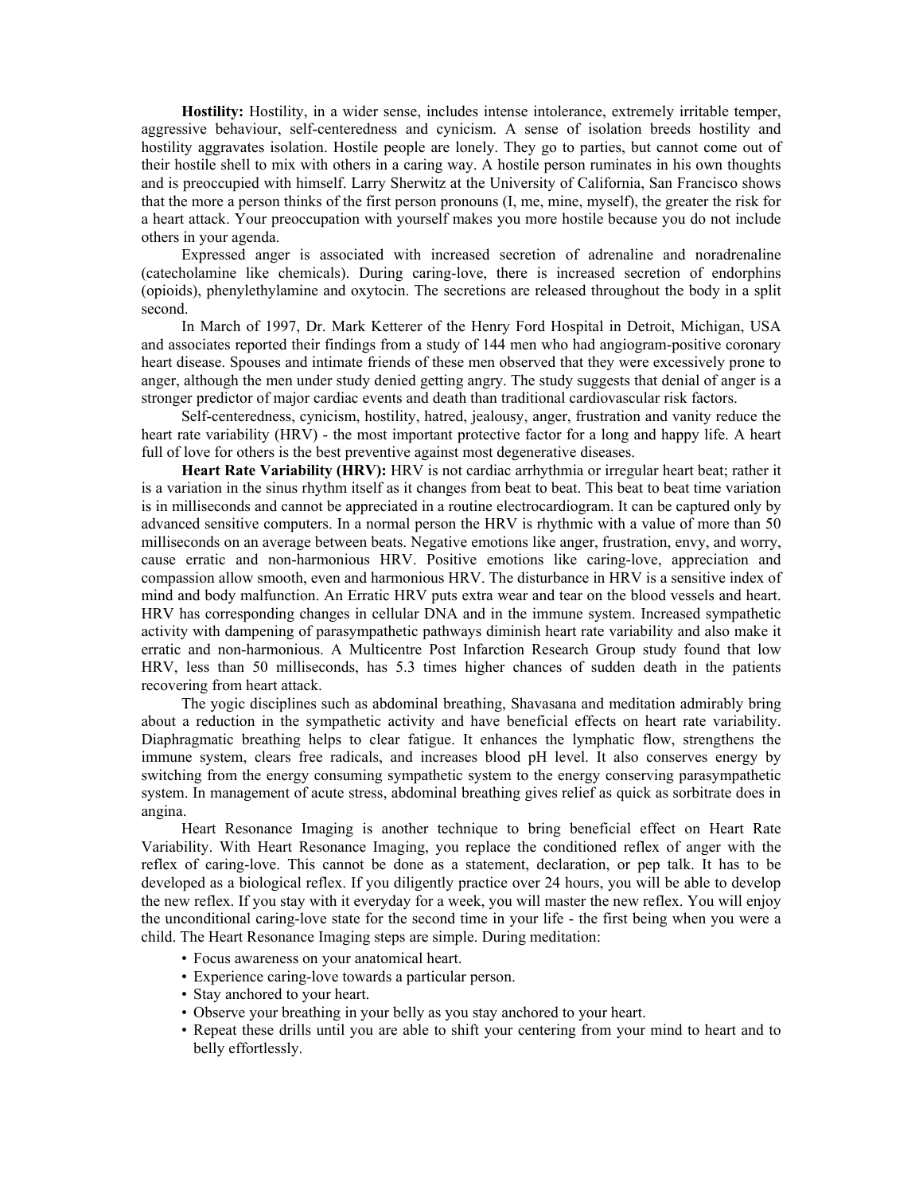**Hostility:** Hostility, in a wider sense, includes intense intolerance, extremely irritable temper, aggressive behaviour, self-centeredness and cynicism. A sense of isolation breeds hostility and hostility aggravates isolation. Hostile people are lonely. They go to parties, but cannot come out of their hostile shell to mix with others in a caring way. A hostile person ruminates in his own thoughts and is preoccupied with himself. Larry Sherwitz at the University of California, San Francisco shows that the more a person thinks of the first person pronouns (I, me, mine, myself), the greater the risk for a heart attack. Your preoccupation with yourself makes you more hostile because you do not include others in your agenda.

Expressed anger is associated with increased secretion of adrenaline and noradrenaline (catecholamine like chemicals). During caring-love, there is increased secretion of endorphins (opioids), phenylethylamine and oxytocin. The secretions are released throughout the body in a split second.

In March of 1997, Dr. Mark Ketterer of the Henry Ford Hospital in Detroit, Michigan, USA and associates reported their findings from a study of 144 men who had angiogram-positive coronary heart disease. Spouses and intimate friends of these men observed that they were excessively prone to anger, although the men under study denied getting angry. The study suggests that denial of anger is a stronger predictor of major cardiac events and death than traditional cardiovascular risk factors.

Self-centeredness, cynicism, hostility, hatred, jealousy, anger, frustration and vanity reduce the heart rate variability (HRV) - the most important protective factor for a long and happy life. A heart full of love for others is the best preventive against most degenerative diseases.

**Heart Rate Variability (HRV):** HRV is not cardiac arrhythmia or irregular heart beat; rather it is a variation in the sinus rhythm itself as it changes from beat to beat. This beat to beat time variation is in milliseconds and cannot be appreciated in a routine electrocardiogram. It can be captured only by advanced sensitive computers. In a normal person the HRV is rhythmic with a value of more than 50 milliseconds on an average between beats. Negative emotions like anger, frustration, envy, and worry, cause erratic and non-harmonious HRV. Positive emotions like caring-love, appreciation and compassion allow smooth, even and harmonious HRV. The disturbance in HRV is a sensitive index of mind and body malfunction. An Erratic HRV puts extra wear and tear on the blood vessels and heart. HRV has corresponding changes in cellular DNA and in the immune system. Increased sympathetic activity with dampening of parasympathetic pathways diminish heart rate variability and also make it erratic and non-harmonious. A Multicentre Post Infarction Research Group study found that low HRV, less than 50 milliseconds, has 5.3 times higher chances of sudden death in the patients recovering from heart attack.

The yogic disciplines such as abdominal breathing, Shavasana and meditation admirably bring about a reduction in the sympathetic activity and have beneficial effects on heart rate variability. Diaphragmatic breathing helps to clear fatigue. It enhances the lymphatic flow, strengthens the immune system, clears free radicals, and increases blood pH level. It also conserves energy by switching from the energy consuming sympathetic system to the energy conserving parasympathetic system. In management of acute stress, abdominal breathing gives relief as quick as sorbitrate does in angina.

Heart Resonance Imaging is another technique to bring beneficial effect on Heart Rate Variability. With Heart Resonance Imaging, you replace the conditioned reflex of anger with the reflex of caring-love. This cannot be done as a statement, declaration, or pep talk. It has to be developed as a biological reflex. If you diligently practice over 24 hours, you will be able to develop the new reflex. If you stay with it everyday for a week, you will master the new reflex. You will enjoy the unconditional caring-love state for the second time in your life - the first being when you were a child. The Heart Resonance Imaging steps are simple. During meditation:

- Focus awareness on your anatomical heart.
- Experience caring-love towards a particular person.
- Stay anchored to your heart.
- Observe your breathing in your belly as you stay anchored to your heart.
- Repeat these drills until you are able to shift your centering from your mind to heart and to belly effortlessly.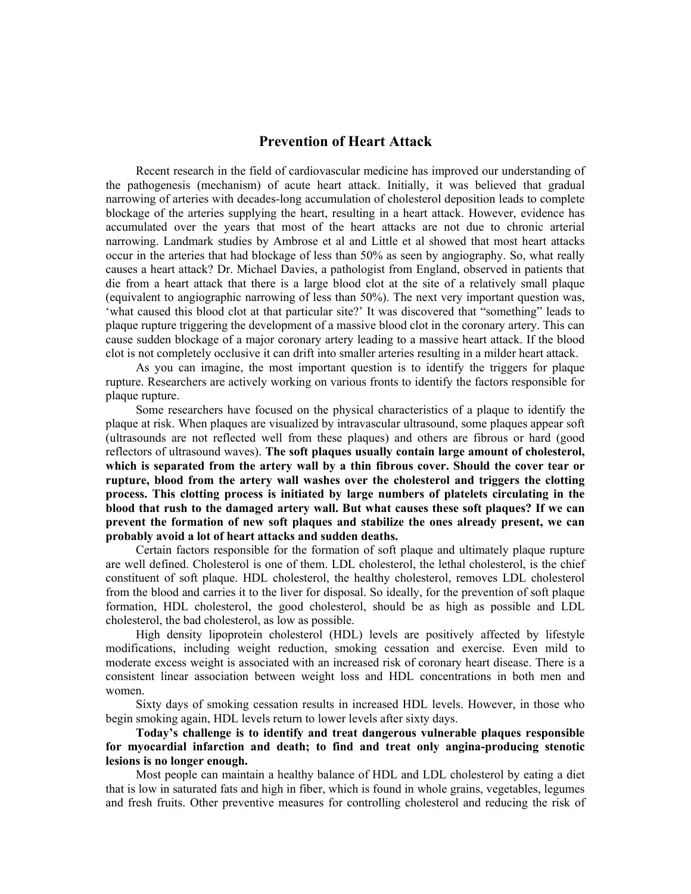## Prevention of Heart Attack

Recent research in the field of cardiovascular medicine has improved our understanding of the pathogenesis (mechanism) of acute heart attack. Initially, it was believed that gradual narrowing of arteries with decades-long accumulation of cholesterol deposition leads to complete blockage of the arteries supplying the heart, resulting in a heart attack. However, evidence has accumulated over the years that most of the heart attacks are not due to chronic arterial narrowing. Landmark studies by Ambrose et al and Little et al showed that most heart attacks occur in the arteries that had blockage of less than 50% as seen by angiography. So, what really causes a heart attack? Dr. Michael Davies, a pathologist from England, observed in patients that die from a heart attack that there is a large blood clot at the site of a relatively small plaque (equivalent to angiographic narrowing of less than 50%). The next very important question was, 'what caused this blood clot at that particular site?' It was discovered that "something" leads to plaque rupture triggering the development of a massive blood clot in the coronary artery. This can cause sudden blockage of a major coronary artery leading to a massive heart attack. If the blood clot is not completely occlusive it can drift into smaller arteries resulting in a milder heart attack.

As you can imagine, the most important question is to identify the triggers for plaque rupture. Researchers are actively working on various fronts to identify the factors responsible for plaque rupture.

Some researchers have focused on the physical characteristics of a plaque to identify the plaque at risk. When plaques are visualized by intravascular ultrasound, some plaques appear soft (ultrasounds are not reflected well from these plaques) and others are fibrous or hard (good reflectors of ultrasound waves). **The soft plaques usually contain large amount of cholesterol, which is separated from the artery wall by a thin fibrous cover. Should the cover tear or rupture, blood from the artery wall washes over the cholesterol and triggers the clotting process. This clotting process is initiated by large numbers of platelets circulating in the blood that rush to the damaged artery wall. But what causes these soft plaques? If we can prevent the formation of new soft plaques and stabilize the ones already present, we can probably avoid a lot of heart attacks and sudden deaths.**

Certain factors responsible for the formation of soft plaque and ultimately plaque rupture are well defined. Cholesterol is one of them. LDL cholesterol, the lethal cholesterol, is the chief constituent of soft plaque. HDL cholesterol, the healthy cholesterol, removes LDL cholesterol from the blood and carries it to the liver for disposal. So ideally, for the prevention of soft plaque formation, HDL cholesterol, the good cholesterol, should be as high as possible and LDL cholesterol, the bad cholesterol, as low as possible.

High density lipoprotein cholesterol (HDL) levels are positively affected by lifestyle modifications, including weight reduction, smoking cessation and exercise. Even mild to moderate excess weight is associated with an increased risk of coronary heart disease. There is a consistent linear association between weight loss and HDL concentrations in both men and women.

Sixty days of smoking cessation results in increased HDL levels. However, in those who begin smoking again, HDL levels return to lower levels after sixty days.

**Today's challenge is to identify and treat dangerous vulnerable plaques responsible for myocardial infarction and death; to find and treat only angina-producing stenotic lesions is no longer enough.**

Most people can maintain a healthy balance of HDL and LDL cholesterol by eating a diet that is low in saturated fats and high in fiber, which is found in whole grains, vegetables, legumes and fresh fruits. Other preventive measures for controlling cholesterol and reducing the risk of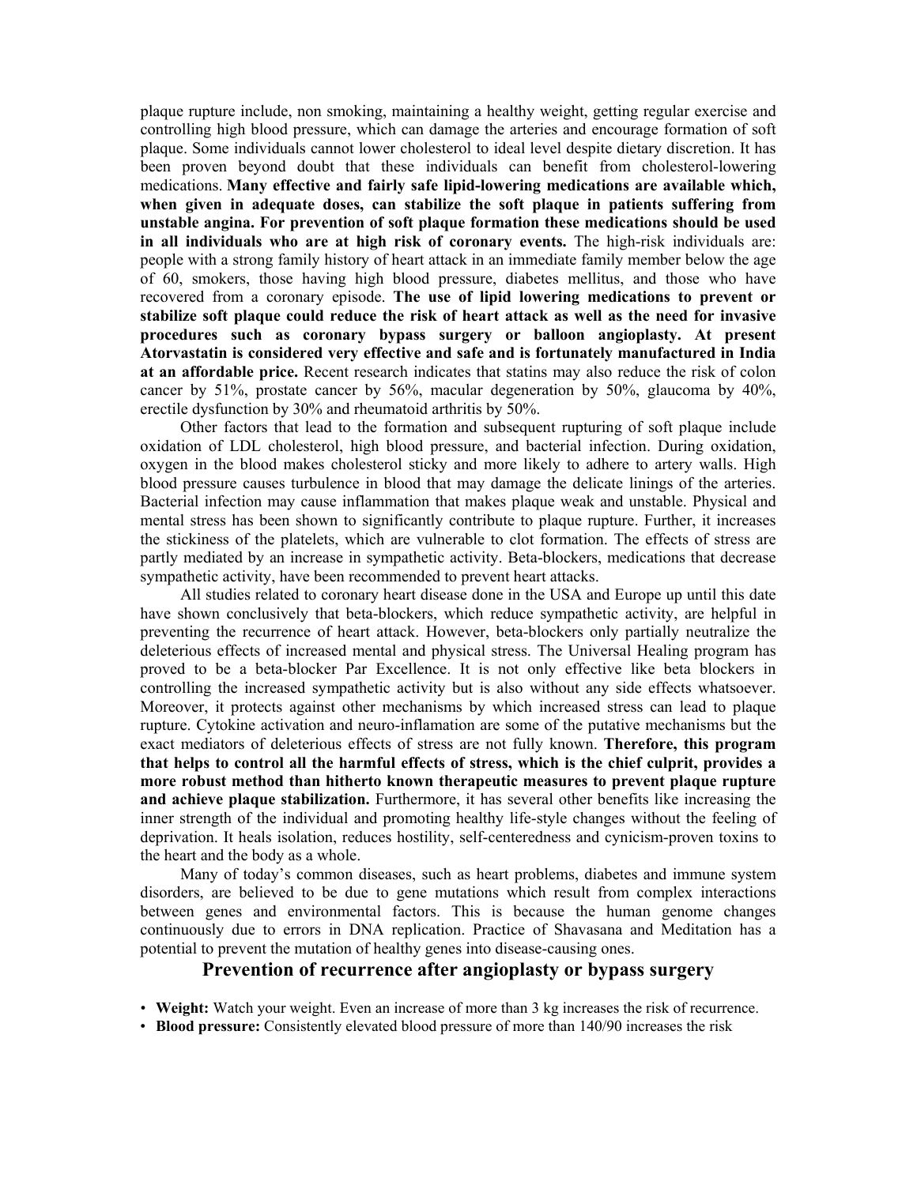plaque rupture include, non smoking, maintaining a healthy weight, getting regular exercise and controlling high blood pressure, which can damage the arteries and encourage formation of soft plaque. Some individuals cannot lower cholesterol to ideal level despite dietary discretion. It has been proven beyond doubt that these individuals can benefit from cholesterol-lowering medications. **Many effective and fairly safe lipid-lowering medications are available which, when given in adequate doses, can stabilize the soft plaque in patients suffering from unstable angina. For prevention of soft plaque formation these medications should be used in all individuals who are at high risk of coronary events.** The high-risk individuals are: people with a strong family history of heart attack in an immediate family member below the age of 60, smokers, those having high blood pressure, diabetes mellitus, and those who have recovered from a coronary episode. **The use of lipid lowering medications to prevent or stabilize soft plaque could reduce the risk of heart attack as well as the need for invasive procedures such as coronary bypass surgery or balloon angioplasty. At present Atorvastatin is considered very effective and safe and is fortunately manufactured in India at an affordable price.** Recent research indicates that statins may also reduce the risk of colon cancer by 51%, prostate cancer by 56%, macular degeneration by 50%, glaucoma by 40%, erectile dysfunction by 30% and rheumatoid arthritis by 50%.

Other factors that lead to the formation and subsequent rupturing of soft plaque include oxidation of LDL cholesterol, high blood pressure, and bacterial infection. During oxidation, oxygen in the blood makes cholesterol sticky and more likely to adhere to artery walls. High blood pressure causes turbulence in blood that may damage the delicate linings of the arteries. Bacterial infection may cause inflammation that makes plaque weak and unstable. Physical and mental stress has been shown to significantly contribute to plaque rupture. Further, it increases the stickiness of the platelets, which are vulnerable to clot formation. The effects of stress are partly mediated by an increase in sympathetic activity. Beta-blockers, medications that decrease sympathetic activity, have been recommended to prevent heart attacks.

All studies related to coronary heart disease done in the USA and Europe up until this date have shown conclusively that beta-blockers, which reduce sympathetic activity, are helpful in preventing the recurrence of heart attack. However, beta-blockers only partially neutralize the deleterious effects of increased mental and physical stress. The Universal Healing program has proved to be a beta-blocker Par Excellence. It is not only effective like beta blockers in controlling the increased sympathetic activity but is also without any side effects whatsoever. Moreover, it protects against other mechanisms by which increased stress can lead to plaque rupture. Cytokine activation and neuro-inflamation are some of the putative mechanisms but the exact mediators of deleterious effects of stress are not fully known. **Therefore, this program that helps to control all the harmful effects of stress, which is the chief culprit, provides a more robust method than hitherto known therapeutic measures to prevent plaque rupture and achieve plaque stabilization.** Furthermore, it has several other benefits like increasing the inner strength of the individual and promoting healthy life-style changes without the feeling of deprivation. It heals isolation, reduces hostility, self-centeredness and cynicism-proven toxins to the heart and the body as a whole.

Many of today's common diseases, such as heart problems, diabetes and immune system disorders, are believed to be due to gene mutations which result from complex interactions between genes and environmental factors. This is because the human genome changes continuously due to errors in DNA replication. Practice of Shavasana and Meditation has a potential to prevent the mutation of healthy genes into disease-causing ones.

## Prevention of recurrence after angioplasty or bypass surgery

- **Weight:** Watch your weight. Even an increase of more than 3 kg increases the risk of recurrence.
- **Blood pressure:** Consistently elevated blood pressure of more than 140/90 increases the risk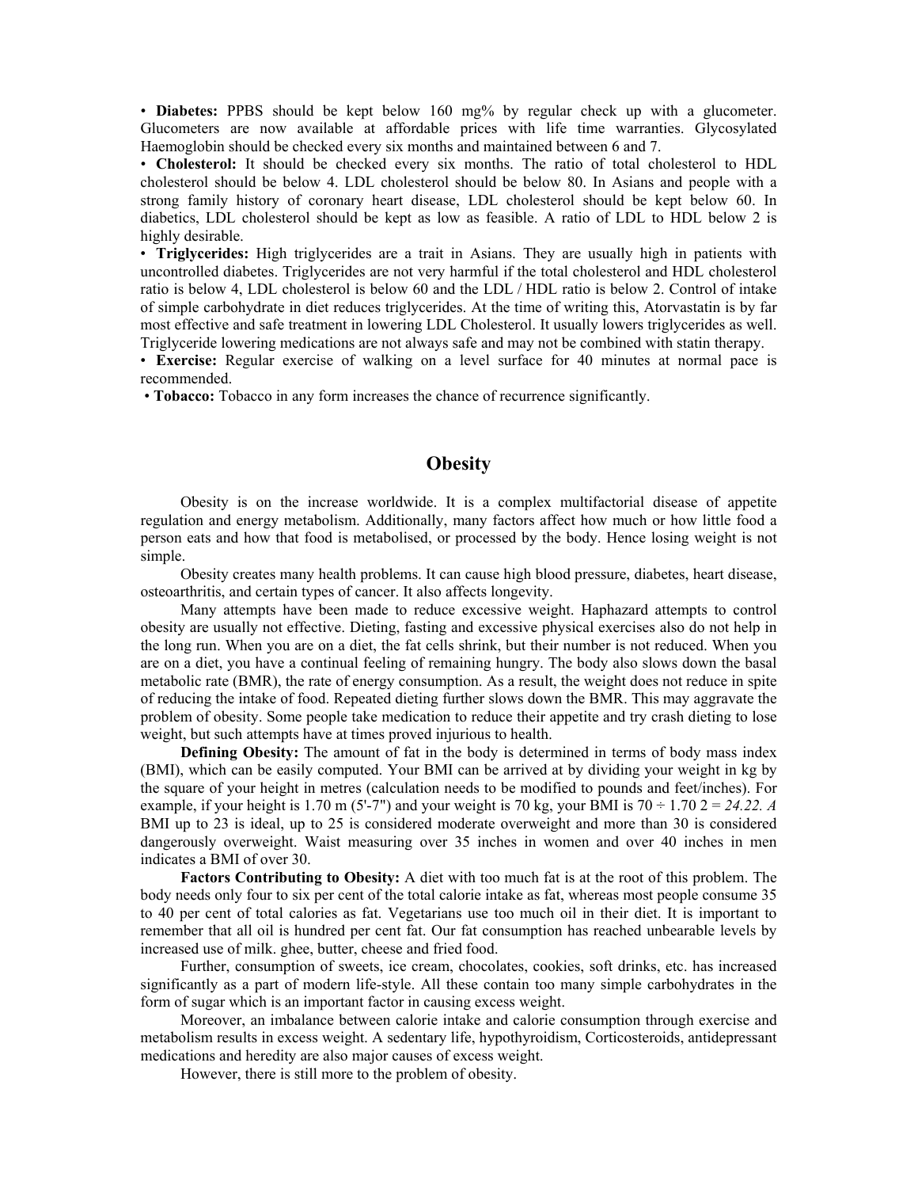• **Diabetes:** PPBS should be kept below 160 mg% by regular check up with a glucometer. Glucometers are now available at affordable prices with life time warranties. Glycosylated Haemoglobin should be checked every six months and maintained between 6 and 7.

• **Cholesterol:** It should be checked every six months. The ratio of total cholesterol to HDL cholesterol should be below 4. LDL cholesterol should be below 80. In Asians and people with a strong family history of coronary heart disease, LDL cholesterol should be kept below 60. In diabetics, LDL cholesterol should be kept as low as feasible. A ratio of LDL to HDL below 2 is highly desirable.

• **Triglycerides:** High triglycerides are a trait in Asians. They are usually high in patients with uncontrolled diabetes. Triglycerides are not very harmful if the total cholesterol and HDL cholesterol ratio is below 4, LDL cholesterol is below 60 and the LDL / HDL ratio is below 2. Control of intake of simple carbohydrate in diet reduces triglycerides. At the time of writing this, Atorvastatin is by far most effective and safe treatment in lowering LDL Cholesterol. It usually lowers triglycerides as well. Triglyceride lowering medications are not always safe and may not be combined with statin therapy.

• **Exercise:** Regular exercise of walking on a level surface for 40 minutes at normal pace is recommended.

• **Tobacco:** Tobacco in any form increases the chance of recurrence significantly.

## Obesity

Obesity is on the increase worldwide. It is a complex multifactorial disease of appetite regulation and energy metabolism. Additionally, many factors affect how much or how little food a person eats and how that food is metabolised, or processed by the body. Hence losing weight is not simple.

Obesity creates many health problems. It can cause high blood pressure, diabetes, heart disease, osteoarthritis, and certain types of cancer. It also affects longevity.

Many attempts have been made to reduce excessive weight. Haphazard attempts to control obesity are usually not effective. Dieting, fasting and excessive physical exercises also do not help in the long run. When you are on a diet, the fat cells shrink, but their number is not reduced. When you are on a diet, you have a continual feeling of remaining hungry. The body also slows down the basal metabolic rate (BMR), the rate of energy consumption. As a result, the weight does not reduce in spite of reducing the intake of food. Repeated dieting further slows down the BMR. This may aggravate the problem of obesity. Some people take medication to reduce their appetite and try crash dieting to lose weight, but such attempts have at times proved injurious to health.

**Defining Obesity:** The amount of fat in the body is determined in terms of body mass index (BMI), which can be easily computed. Your BMI can be arrived at by dividing your weight in kg by the square of your height in metres (calculation needs to be modified to pounds and feet/inches). For example, if your height is 1.70 m (5'-7") and your weight is 70 kg, your BMI is 70 ÷ 1.70 2 = *24.22. A* BMI up to 23 is ideal, up to 25 is considered moderate overweight and more than 30 is considered dangerously overweight. Waist measuring over 35 inches in women and over 40 inches in men indicates a BMI of over 30.

**Factors Contributing to Obesity:** A diet with too much fat is at the root of this problem. The body needs only four to six per cent of the total calorie intake as fat, whereas most people consume 35 to 40 per cent of total calories as fat. Vegetarians use too much oil in their diet. It is important to remember that all oil is hundred per cent fat. Our fat consumption has reached unbearable levels by increased use of milk. ghee, butter, cheese and fried food.

Further, consumption of sweets, ice cream, chocolates, cookies, soft drinks, etc. has increased significantly as a part of modern life-style. All these contain too many simple carbohydrates in the form of sugar which is an important factor in causing excess weight.

Moreover, an imbalance between calorie intake and calorie consumption through exercise and metabolism results in excess weight. A sedentary life, hypothyroidism, Corticosteroids, antidepressant medications and heredity are also major causes of excess weight.

However, there is still more to the problem of obesity.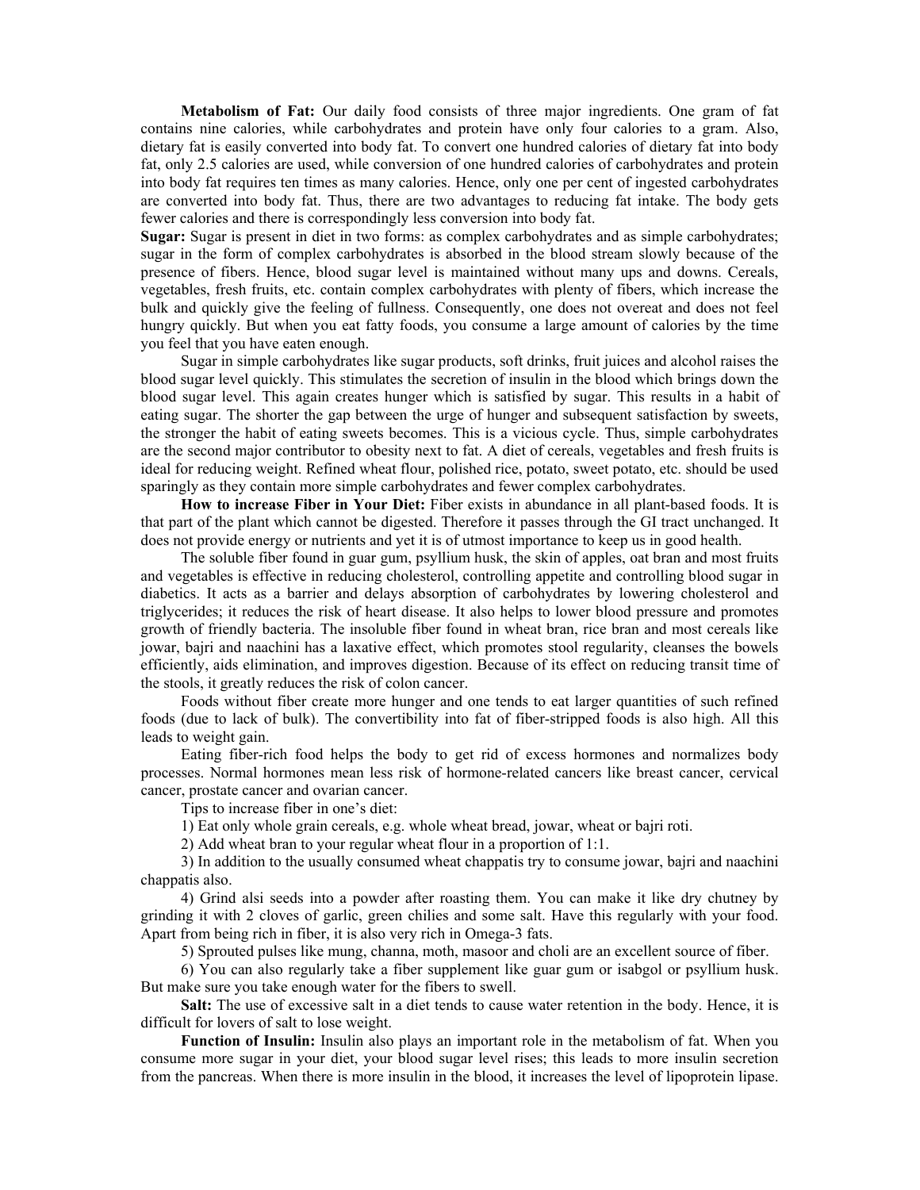**Metabolism of Fat:** Our daily food consists of three major ingredients. One gram of fat contains nine calories, while carbohydrates and protein have only four calories to a gram. Also, dietary fat is easily converted into body fat. To convert one hundred calories of dietary fat into body fat, only 2.5 calories are used, while conversion of one hundred calories of carbohydrates and protein into body fat requires ten times as many calories. Hence, only one per cent of ingested carbohydrates are converted into body fat. Thus, there are two advantages to reducing fat intake. The body gets fewer calories and there is correspondingly less conversion into body fat.

**Sugar:** Sugar is present in diet in two forms: as complex carbohydrates and as simple carbohydrates; sugar in the form of complex carbohydrates is absorbed in the blood stream slowly because of the presence of fibers. Hence, blood sugar level is maintained without many ups and downs. Cereals, vegetables, fresh fruits, etc. contain complex carbohydrates with plenty of fibers, which increase the bulk and quickly give the feeling of fullness. Consequently, one does not overeat and does not feel hungry quickly. But when you eat fatty foods, you consume a large amount of calories by the time you feel that you have eaten enough.

Sugar in simple carbohydrates like sugar products, soft drinks, fruit juices and alcohol raises the blood sugar level quickly. This stimulates the secretion of insulin in the blood which brings down the blood sugar level. This again creates hunger which is satisfied by sugar. This results in a habit of eating sugar. The shorter the gap between the urge of hunger and subsequent satisfaction by sweets, the stronger the habit of eating sweets becomes. This is a vicious cycle. Thus, simple carbohydrates are the second major contributor to obesity next to fat. A diet of cereals, vegetables and fresh fruits is ideal for reducing weight. Refined wheat flour, polished rice, potato, sweet potato, etc. should be used sparingly as they contain more simple carbohydrates and fewer complex carbohydrates.

**How to increase Fiber in Your Diet:** Fiber exists in abundance in all plant-based foods. It is that part of the plant which cannot be digested. Therefore it passes through the GI tract unchanged. It does not provide energy or nutrients and yet it is of utmost importance to keep us in good health.

The soluble fiber found in guar gum, psyllium husk, the skin of apples, oat bran and most fruits and vegetables is effective in reducing cholesterol, controlling appetite and controlling blood sugar in diabetics. It acts as a barrier and delays absorption of carbohydrates by lowering cholesterol and triglycerides; it reduces the risk of heart disease. It also helps to lower blood pressure and promotes growth of friendly bacteria. The insoluble fiber found in wheat bran, rice bran and most cereals like jowar, bajri and naachini has a laxative effect, which promotes stool regularity, cleanses the bowels efficiently, aids elimination, and improves digestion. Because of its effect on reducing transit time of the stools, it greatly reduces the risk of colon cancer.

Foods without fiber create more hunger and one tends to eat larger quantities of such refined foods (due to lack of bulk). The convertibility into fat of fiber-stripped foods is also high. All this leads to weight gain.

Eating fiber-rich food helps the body to get rid of excess hormones and normalizes body processes. Normal hormones mean less risk of hormone-related cancers like breast cancer, cervical cancer, prostate cancer and ovarian cancer.

Tips to increase fiber in one's diet:

1) Eat only whole grain cereals, e.g. whole wheat bread, jowar, wheat or bajri roti.

2) Add wheat bran to your regular wheat flour in a proportion of 1:1.

3) In addition to the usually consumed wheat chappatis try to consume jowar, bajri and naachini chappatis also.

4) Grind alsi seeds into a powder after roasting them. You can make it like dry chutney by grinding it with 2 cloves of garlic, green chilies and some salt. Have this regularly with your food. Apart from being rich in fiber, it is also very rich in Omega-3 fats.

5) Sprouted pulses like mung, channa, moth, masoor and choli are an excellent source of fiber.

6) You can also regularly take a fiber supplement like guar gum or isabgol or psyllium husk. But make sure you take enough water for the fibers to swell.

**Salt:** The use of excessive salt in a diet tends to cause water retention in the body. Hence, it is difficult for lovers of salt to lose weight.

**Function of Insulin:** Insulin also plays an important role in the metabolism of fat. When you consume more sugar in your diet, your blood sugar level rises; this leads to more insulin secretion from the pancreas. When there is more insulin in the blood, it increases the level of lipoprotein lipase.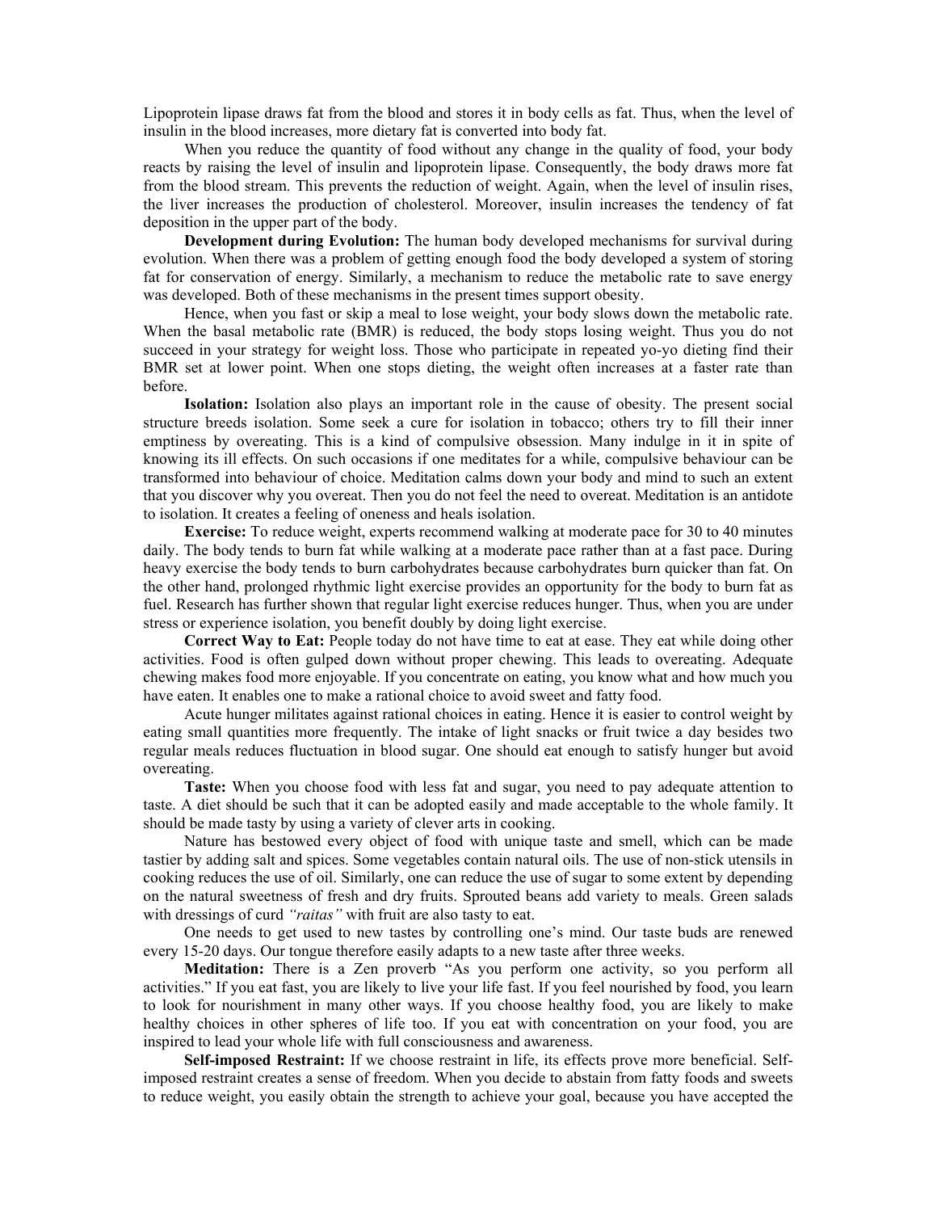Lipoprotein lipase draws fat from the blood and stores it in body cells as fat. Thus, when the level of insulin in the blood increases, more dietary fat is converted into body fat.

When you reduce the quantity of food without any change in the quality of food, your body reacts by raising the level of insulin and lipoprotein lipase. Consequently, the body draws more fat from the blood stream. This prevents the reduction of weight. Again, when the level of insulin rises, the liver increases the production of cholesterol. Moreover, insulin increases the tendency of fat deposition in the upper part of the body.

**Development during Evolution:** The human body developed mechanisms for survival during evolution. When there was a problem of getting enough food the body developed a system of storing fat for conservation of energy. Similarly, a mechanism to reduce the metabolic rate to save energy was developed. Both of these mechanisms in the present times support obesity.

Hence, when you fast or skip a meal to lose weight, your body slows down the metabolic rate. When the basal metabolic rate (BMR) is reduced, the body stops losing weight. Thus you do not succeed in your strategy for weight loss. Those who participate in repeated yo-yo dieting find their BMR set at lower point. When one stops dieting, the weight often increases at a faster rate than before.

**Isolation:** Isolation also plays an important role in the cause of obesity. The present social structure breeds isolation. Some seek a cure for isolation in tobacco; others try to fill their inner emptiness by overeating. This is a kind of compulsive obsession. Many indulge in it in spite of knowing its ill effects. On such occasions if one meditates for a while, compulsive behaviour can be transformed into behaviour of choice. Meditation calms down your body and mind to such an extent that you discover why you overeat. Then you do not feel the need to overeat. Meditation is an antidote to isolation. It creates a feeling of oneness and heals isolation.

**Exercise:** To reduce weight, experts recommend walking at moderate pace for 30 to 40 minutes daily. The body tends to burn fat while walking at a moderate pace rather than at a fast pace. During heavy exercise the body tends to burn carbohydrates because carbohydrates burn quicker than fat. On the other hand, prolonged rhythmic light exercise provides an opportunity for the body to burn fat as fuel. Research has further shown that regular light exercise reduces hunger. Thus, when you are under stress or experience isolation, you benefit doubly by doing light exercise.

**Correct Way to Eat:** People today do not have time to eat at ease. They eat while doing other activities. Food is often gulped down without proper chewing. This leads to overeating. Adequate chewing makes food more enjoyable. If you concentrate on eating, you know what and how much you have eaten. It enables one to make a rational choice to avoid sweet and fatty food.

Acute hunger militates against rational choices in eating. Hence it is easier to control weight by eating small quantities more frequently. The intake of light snacks or fruit twice a day besides two regular meals reduces fluctuation in blood sugar. One should eat enough to satisfy hunger but avoid overeating.

**Taste:** When you choose food with less fat and sugar, you need to pay adequate attention to taste. A diet should be such that it can be adopted easily and made acceptable to the whole family. It should be made tasty by using a variety of clever arts in cooking.

Nature has bestowed every object of food with unique taste and smell, which can be made tastier by adding salt and spices. Some vegetables contain natural oils. The use of non-stick utensils in cooking reduces the use of oil. Similarly, one can reduce the use of sugar to some extent by depending on the natural sweetness of fresh and dry fruits. Sprouted beans add variety to meals. Green salads with dressings of curd *"raitas"* with fruit are also tasty to eat.

One needs to get used to new tastes by controlling one's mind. Our taste buds are renewed every 15-20 days. Our tongue therefore easily adapts to a new taste after three weeks.

**Meditation:** There is a Zen proverb "As you perform one activity, so you perform all activities." If you eat fast, you are likely to live your life fast. If you feel nourished by food, you learn to look for nourishment in many other ways. If you choose healthy food, you are likely to make healthy choices in other spheres of life too. If you eat with concentration on your food, you are inspired to lead your whole life with full consciousness and awareness.

**Self-imposed Restraint:** If we choose restraint in life, its effects prove more beneficial. Self-imposed restraint creates a sense of freedom. When you decide to abstain from fatty foods and sweets to reduce weight, you easily obtain the strength to achieve your goal, because you have accepted the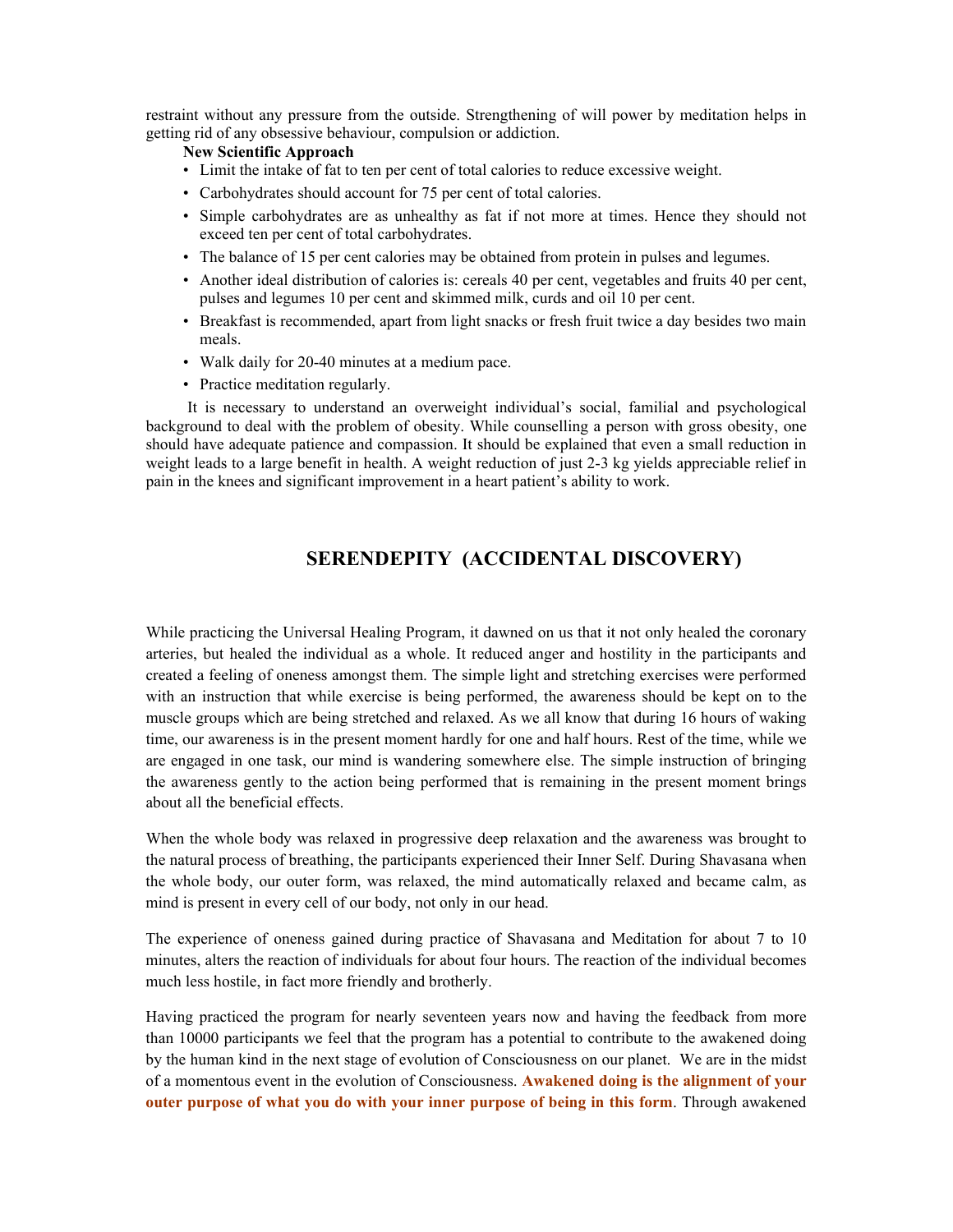restraint without any pressure from the outside. Strengthening of will power by meditation helps in getting rid of any obsessive behaviour, compulsion or addiction.

**New Scientific Approach**

- Limit the intake of fat to ten per cent of total calories to reduce excessive weight.
- Carbohydrates should account for 75 per cent of total calories.
- Simple carbohydrates are as unhealthy as fat if not more at times. Hence they should not exceed ten per cent of total carbohydrates.
- The balance of 15 per cent calories may be obtained from protein in pulses and legumes.
- Another ideal distribution of calories is: cereals 40 per cent, vegetables and fruits 40 per cent, pulses and legumes 10 per cent and skimmed milk, curds and oil 10 per cent.
- Breakfast is recommended, apart from light snacks or fresh fruit twice a day besides two main meals.
- Walk daily for 20-40 minutes at a medium pace.
- Practice meditation regularly.

It is necessary to understand an overweight individual's social, familial and psychological background to deal with the problem of obesity. While counselling a person with gross obesity, one should have adequate patience and compassion. It should be explained that even a small reduction in weight leads to a large benefit in health. A weight reduction of just 2-3 kg yields appreciable relief in pain in the knees and significant improvement in a heart patient's ability to work.

## SERENDEPITY (ACCIDENTAL DISCOVERY)

While practicing the Universal Healing Program, it dawned on us that it not only healed the coronary arteries, but healed the individual as a whole. It reduced anger and hostility in the participants and created a feeling of oneness amongst them. The simple light and stretching exercises were performed with an instruction that while exercise is being performed, the awareness should be kept on to the muscle groups which are being stretched and relaxed. As we all know that during 16 hours of waking time, our awareness is in the present moment hardly for one and half hours. Rest of the time, while we are engaged in one task, our mind is wandering somewhere else. The simple instruction of bringing the awareness gently to the action being performed that is remaining in the present moment brings about all the beneficial effects.

When the whole body was relaxed in progressive deep relaxation and the awareness was brought to the natural process of breathing, the participants experienced their Inner Self. During Shavasana when the whole body, our outer form, was relaxed, the mind automatically relaxed and became calm, as mind is present in every cell of our body, not only in our head.

The experience of oneness gained during practice of Shavasana and Meditation for about 7 to 10 minutes, alters the reaction of individuals for about four hours. The reaction of the individual becomes much less hostile, in fact more friendly and brotherly.

Having practiced the program for nearly seventeen years now and having the feedback from more than 10000 participants we feel that the program has a potential to contribute to the awakened doing by the human kind in the next stage of evolution of Consciousness on our planet. We are in the midst of a momentous event in the evolution of Consciousness. **Awakened doing is the alignment of your outer purpose of what you do with your inner purpose of being in this form**. Through awakened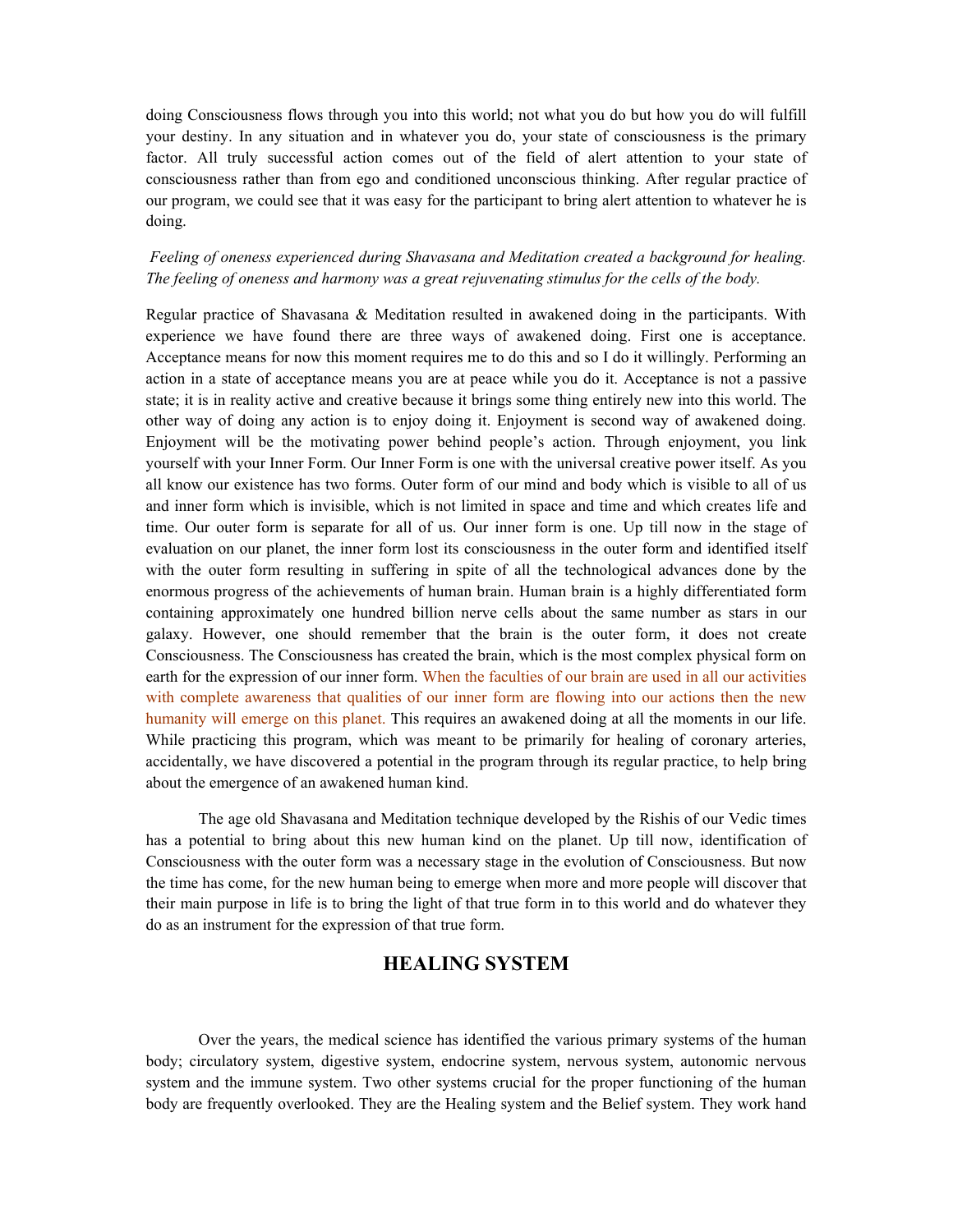doing Consciousness flows through you into this world; not what you do but how you do will fulfill your destiny. In any situation and in whatever you do, your state of consciousness is the primary factor. All truly successful action comes out of the field of alert attention to your state of consciousness rather than from ego and conditioned unconscious thinking. After regular practice of our program, we could see that it was easy for the participant to bring alert attention to whatever he is doing.

*Feeling of oneness experienced during Shavasana and Meditation created a background for healing. The feeling of oneness and harmony was a great rejuvenating stimulus for the cells of the body.*

Regular practice of Shavasana & Meditation resulted in awakened doing in the participants. With experience we have found there are three ways of awakened doing. First one is acceptance. Acceptance means for now this moment requires me to do this and so I do it willingly. Performing an action in a state of acceptance means you are at peace while you do it. Acceptance is not a passive state; it is in reality active and creative because it brings some thing entirely new into this world. The other way of doing any action is to enjoy doing it. Enjoyment is second way of awakened doing. Enjoyment will be the motivating power behind people's action. Through enjoyment, you link yourself with your Inner Form. Our Inner Form is one with the universal creative power itself. As you all know our existence has two forms. Outer form of our mind and body which is visible to all of us and inner form which is invisible, which is not limited in space and time and which creates life and time. Our outer form is separate for all of us. Our inner form is one. Up till now in the stage of evaluation on our planet, the inner form lost its consciousness in the outer form and identified itself with the outer form resulting in suffering in spite of all the technological advances done by the enormous progress of the achievements of human brain. Human brain is a highly differentiated form containing approximately one hundred billion nerve cells about the same number as stars in our galaxy. However, one should remember that the brain is the outer form, it does not create Consciousness. The Consciousness has created the brain, which is the most complex physical form on earth for the expression of our inner form. When the faculties of our brain are used in all our activities with complete awareness that qualities of our inner form are flowing into our actions then the new humanity will emerge on this planet. This requires an awakened doing at all the moments in our life. While practicing this program, which was meant to be primarily for healing of coronary arteries, accidentally, we have discovered a potential in the program through its regular practice, to help bring about the emergence of an awakened human kind.

The age old Shavasana and Meditation technique developed by the Rishis of our Vedic times has a potential to bring about this new human kind on the planet. Up till now, identification of Consciousness with the outer form was a necessary stage in the evolution of Consciousness. But now the time has come, for the new human being to emerge when more and more people will discover that their main purpose in life is to bring the light of that true form in to this world and do whatever they do as an instrument for the expression of that true form.

## HEALING SYSTEM

Over the years, the medical science has identified the various primary systems of the human body; circulatory system, digestive system, endocrine system, nervous system, autonomic nervous system and the immune system. Two other systems crucial for the proper functioning of the human body are frequently overlooked. They are the Healing system and the Belief system. They work hand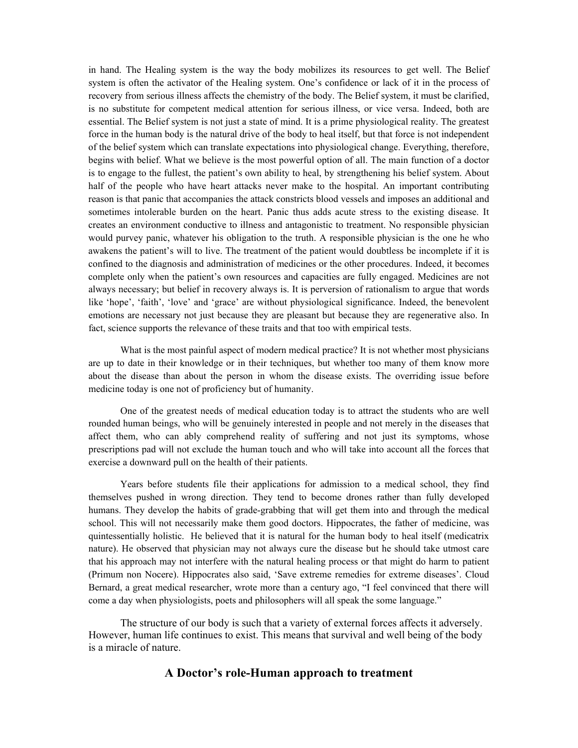in hand. The Healing system is the way the body mobilizes its resources to get well. The Belief system is often the activator of the Healing system. One's confidence or lack of it in the process of recovery from serious illness affects the chemistry of the body. The Belief system, it must be clarified, is no substitute for competent medical attention for serious illness, or vice versa. Indeed, both are essential. The Belief system is not just a state of mind. It is a prime physiological reality. The greatest force in the human body is the natural drive of the body to heal itself, but that force is not independent of the belief system which can translate expectations into physiological change. Everything, therefore, begins with belief. What we believe is the most powerful option of all. The main function of a doctor is to engage to the fullest, the patient's own ability to heal, by strengthening his belief system. About half of the people who have heart attacks never make to the hospital. An important contributing reason is that panic that accompanies the attack constricts blood vessels and imposes an additional and sometimes intolerable burden on the heart. Panic thus adds acute stress to the existing disease. It creates an environment conductive to illness and antagonistic to treatment. No responsible physician would purvey panic, whatever his obligation to the truth. A responsible physician is the one he who awakens the patient's will to live. The treatment of the patient would doubtless be incomplete if it is confined to the diagnosis and administration of medicines or the other procedures. Indeed, it becomes complete only when the patient's own resources and capacities are fully engaged. Medicines are not always necessary; but belief in recovery always is. It is perversion of rationalism to argue that words like 'hope', 'faith', 'love' and 'grace' are without physiological significance. Indeed, the benevolent emotions are necessary not just because they are pleasant but because they are regenerative also. In fact, science supports the relevance of these traits and that too with empirical tests.

What is the most painful aspect of modern medical practice? It is not whether most physicians are up to date in their knowledge or in their techniques, but whether too many of them know more about the disease than about the person in whom the disease exists. The overriding issue before medicine today is one not of proficiency but of humanity.

One of the greatest needs of medical education today is to attract the students who are well rounded human beings, who will be genuinely interested in people and not merely in the diseases that affect them, who can ably comprehend reality of suffering and not just its symptoms, whose prescriptions pad will not exclude the human touch and who will take into account all the forces that exercise a downward pull on the health of their patients.

Years before students file their applications for admission to a medical school, they find themselves pushed in wrong direction. They tend to become drones rather than fully developed humans. They develop the habits of grade-grabbing that will get them into and through the medical school. This will not necessarily make them good doctors. Hippocrates, the father of medicine, was quintessentially holistic. He believed that it is natural for the human body to heal itself (medicatrix nature). He observed that physician may not always cure the disease but he should take utmost care that his approach may not interfere with the natural healing process or that might do harm to patient (Primum non Nocere). Hippocrates also said, 'Save extreme remedies for extreme diseases'. Cloud Bernard, a great medical researcher, wrote more than a century ago, "I feel convinced that there will come a day when physiologists, poets and philosophers will all speak the some language."

The structure of our body is such that a variety of external forces affects it adversely. However, human life continues to exist. This means that survival and well being of the body is a miracle of nature.

## A Doctor's role-Human approach to treatment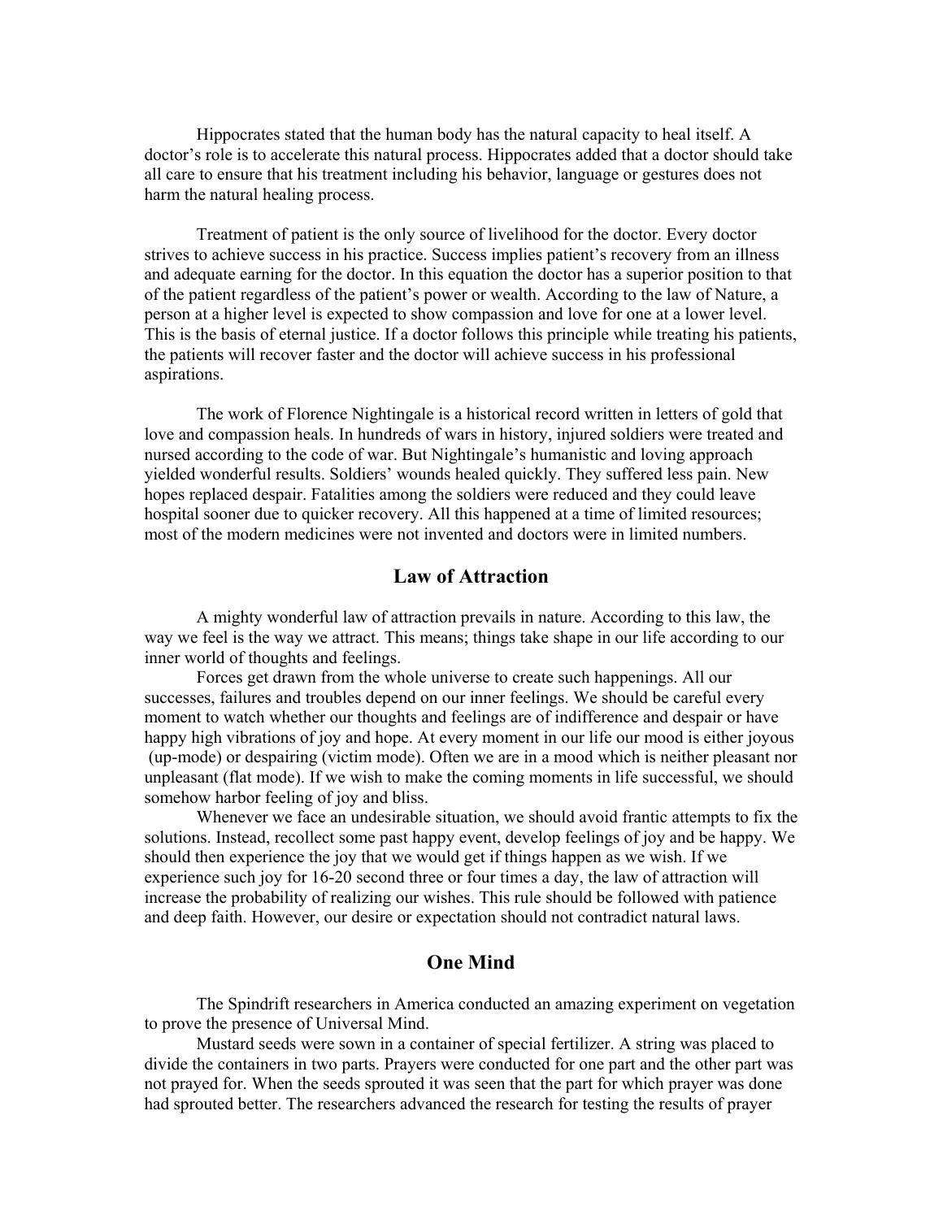Hippocrates stated that the human body has the natural capacity to heal itself. A doctor's role is to accelerate this natural process. Hippocrates added that a doctor should take all care to ensure that his treatment including his behavior, language or gestures does not harm the natural healing process.

Treatment of patient is the only source of livelihood for the doctor. Every doctor strives to achieve success in his practice. Success implies patient's recovery from an illness and adequate earning for the doctor. In this equation the doctor has a superior position to that of the patient regardless of the patient's power or wealth. According to the law of Nature, a person at a higher level is expected to show compassion and love for one at a lower level. This is the basis of eternal justice. If a doctor follows this principle while treating his patients, the patients will recover faster and the doctor will achieve success in his professional aspirations.

The work of Florence Nightingale is a historical record written in letters of gold that love and compassion heals. In hundreds of wars in history, injured soldiers were treated and nursed according to the code of war. But Nightingale's humanistic and loving approach yielded wonderful results. Soldiers' wounds healed quickly. They suffered less pain. New hopes replaced despair. Fatalities among the soldiers were reduced and they could leave hospital sooner due to quicker recovery. All this happened at a time of limited resources; most of the modern medicines were not invented and doctors were in limited numbers.

## Law of Attraction

A mighty wonderful law of attraction prevails in nature. According to this law, the way we feel is the way we attract. This means; things take shape in our life according to our inner world of thoughts and feelings.

Forces get drawn from the whole universe to create such happenings. All our successes, failures and troubles depend on our inner feelings. We should be careful every moment to watch whether our thoughts and feelings are of indifference and despair or have happy high vibrations of joy and hope. At every moment in our life our mood is either joyous (up-mode) or despairing (victim mode). Often we are in a mood which is neither pleasant nor unpleasant (flat mode). If we wish to make the coming moments in life successful, we should somehow harbor feeling of joy and bliss.

Whenever we face an undesirable situation, we should avoid frantic attempts to fix the solutions. Instead, recollect some past happy event, develop feelings of joy and be happy. We should then experience the joy that we would get if things happen as we wish. If we experience such joy for 16-20 second three or four times a day, the law of attraction will increase the probability of realizing our wishes. This rule should be followed with patience and deep faith. However, our desire or expectation should not contradict natural laws.

## One Mind

The Spindrift researchers in America conducted an amazing experiment on vegetation to prove the presence of Universal Mind.

Mustard seeds were sown in a container of special fertilizer. A string was placed to divide the containers in two parts. Prayers were conducted for one part and the other part was not prayed for. When the seeds sprouted it was seen that the part for which prayer was done had sprouted better. The researchers advanced the research for testing the results of prayer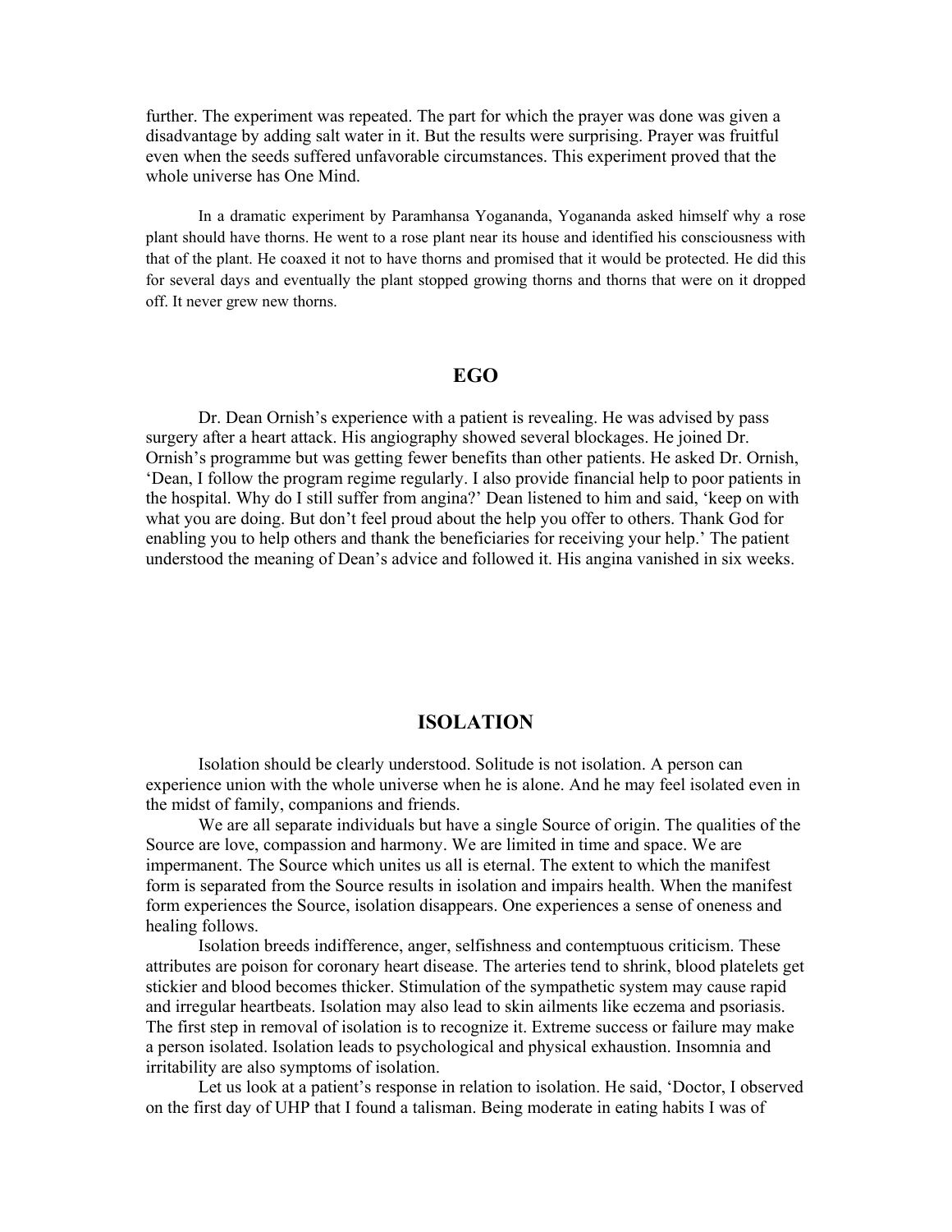further. The experiment was repeated. The part for which the prayer was done was given a disadvantage by adding salt water in it. But the results were surprising. Prayer was fruitful even when the seeds suffered unfavorable circumstances. This experiment proved that the whole universe has One Mind.

In a dramatic experiment by Paramhansa Yogananda, Yogananda asked himself why a rose plant should have thorns. He went to a rose plant near its house and identified his consciousness with that of the plant. He coaxed it not to have thorns and promised that it would be protected. He did this for several days and eventually the plant stopped growing thorns and thorns that were on it dropped off. It never grew new thorns.

## EGO

Dr. Dean Ornish's experience with a patient is revealing. He was advised by pass surgery after a heart attack. His angiography showed several blockages. He joined Dr. Ornish's programme but was getting fewer benefits than other patients. He asked Dr. Ornish, 'Dean, I follow the program regime regularly. I also provide financial help to poor patients in the hospital. Why do I still suffer from angina?' Dean listened to him and said, 'keep on with what you are doing. But don't feel proud about the help you offer to others. Thank God for enabling you to help others and thank the beneficiaries for receiving your help.' The patient understood the meaning of Dean's advice and followed it. His angina vanished in six weeks.

## ISOLATION

Isolation should be clearly understood. Solitude is not isolation. A person can experience union with the whole universe when he is alone. And he may feel isolated even in the midst of family, companions and friends.

We are all separate individuals but have a single Source of origin. The qualities of the Source are love, compassion and harmony. We are limited in time and space. We are impermanent. The Source which unites us all is eternal. The extent to which the manifest form is separated from the Source results in isolation and impairs health. When the manifest form experiences the Source, isolation disappears. One experiences a sense of oneness and healing follows.

Isolation breeds indifference, anger, selfishness and contemptuous criticism. These attributes are poison for coronary heart disease. The arteries tend to shrink, blood platelets get stickier and blood becomes thicker. Stimulation of the sympathetic system may cause rapid and irregular heartbeats. Isolation may also lead to skin ailments like eczema and psoriasis. The first step in removal of isolation is to recognize it. Extreme success or failure may make a person isolated. Isolation leads to psychological and physical exhaustion. Insomnia and irritability are also symptoms of isolation.

Let us look at a patient's response in relation to isolation. He said, 'Doctor, I observed on the first day of UHP that I found a talisman. Being moderate in eating habits I was of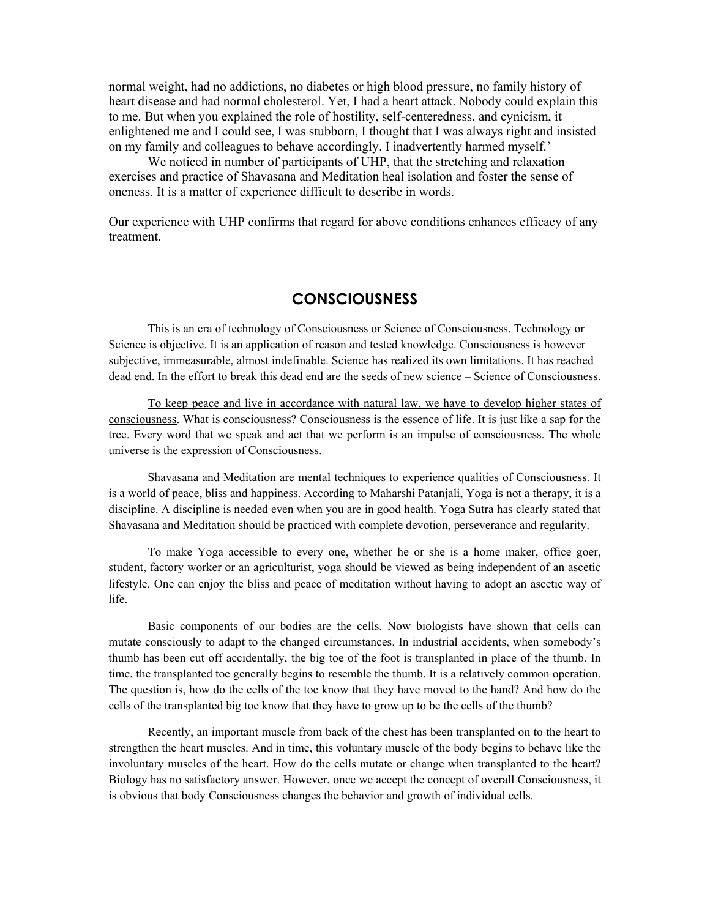normal weight, had no addictions, no diabetes or high blood pressure, no family history of heart disease and had normal cholesterol. Yet, I had a heart attack. Nobody could explain this to me. But when you explained the role of hostility, self-centeredness, and cynicism, it enlightened me and I could see, I was stubborn, I thought that I was always right and insisted on my family and colleagues to behave accordingly. I inadvertently harmed myself.'

We noticed in number of participants of UHP, that the stretching and relaxation exercises and practice of Shavasana and Meditation heal isolation and foster the sense of oneness. It is a matter of experience difficult to describe in words.

Our experience with UHP confirms that regard for above conditions enhances efficacy of any treatment.

## CONSCIOUSNESS

This is an era of technology of Consciousness or Science of Consciousness. Technology or Science is objective. It is an application of reason and tested knowledge. Consciousness is however subjective, immeasurable, almost indefinable. Science has realized its own limitations. It has reached dead end. In the effort to break this dead end are the seeds of new science – Science of Consciousness.

<u>To keep peace and live in accordance with natural law, we have to develop higher states of consciousness</u>. What is consciousness? Consciousness is the essence of life. It is just like a sap for the tree. Every word that we speak and act that we perform is an impulse of consciousness. The whole universe is the expression of Consciousness.

Shavasana and Meditation are mental techniques to experience qualities of Consciousness. It is a world of peace, bliss and happiness. According to Maharshi Patanjali, Yoga is not a therapy, it is a discipline. A discipline is needed even when you are in good health. Yoga Sutra has clearly stated that Shavasana and Meditation should be practiced with complete devotion, perseverance and regularity.

To make Yoga accessible to every one, whether he or she is a home maker, office goer, student, factory worker or an agriculturist, yoga should be viewed as being independent of an ascetic lifestyle. One can enjoy the bliss and peace of meditation without having to adopt an ascetic way of life.

Basic components of our bodies are the cells. Now biologists have shown that cells can mutate consciously to adapt to the changed circumstances. In industrial accidents, when somebody's thumb has been cut off accidentally, the big toe of the foot is transplanted in place of the thumb. In time, the transplanted toe generally begins to resemble the thumb. It is a relatively common operation. The question is, how do the cells of the toe know that they have moved to the hand? And how do the cells of the transplanted big toe know that they have to grow up to be the cells of the thumb?

Recently, an important muscle from back of the chest has been transplanted on to the heart to strengthen the heart muscles. And in time, this voluntary muscle of the body begins to behave like the involuntary muscles of the heart. How do the cells mutate or change when transplanted to the heart? Biology has no satisfactory answer. However, once we accept the concept of overall Consciousness, it is obvious that body Consciousness changes the behavior and growth of individual cells.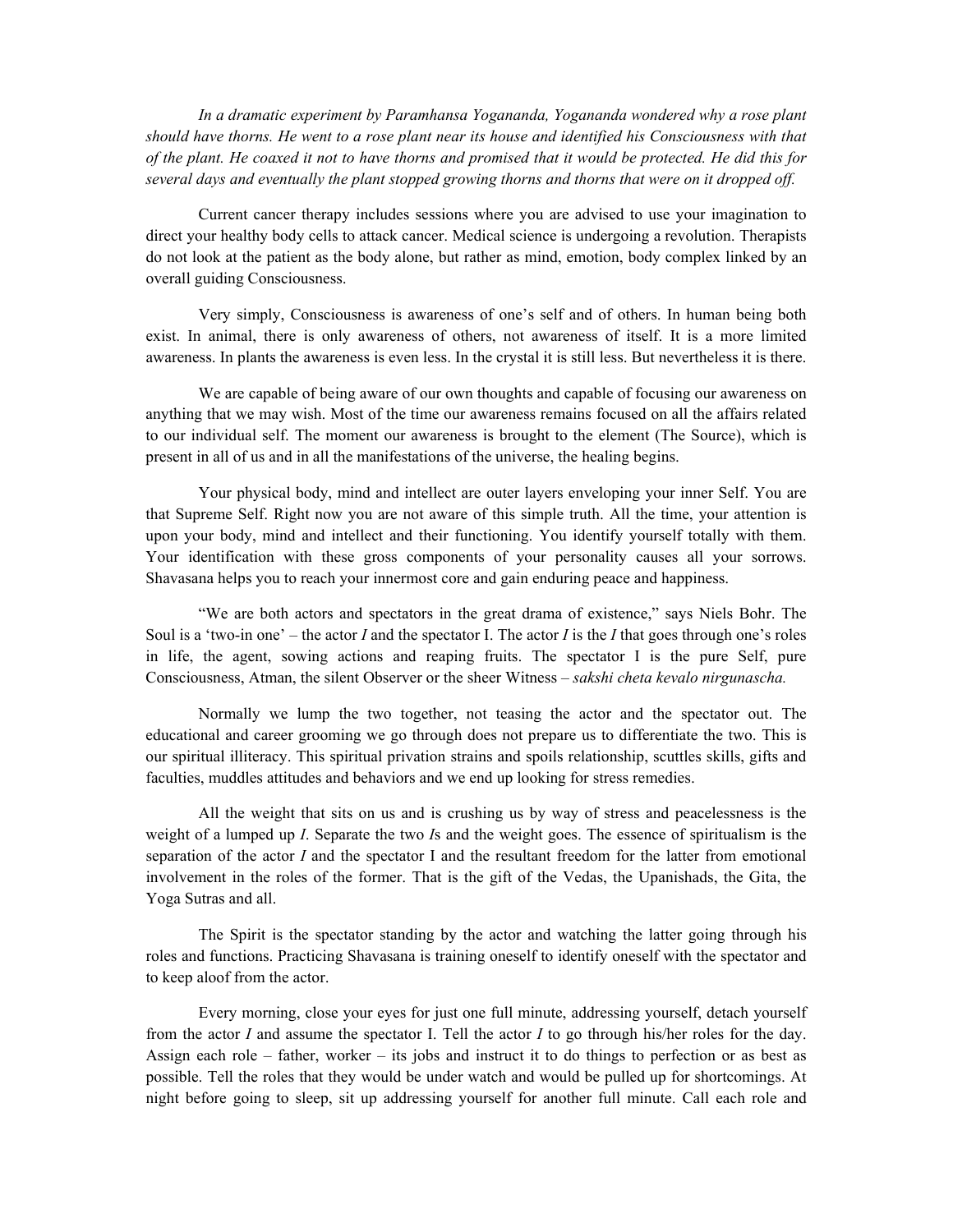*In a dramatic experiment by Paramhansa Yogananda, Yogananda wondered why a rose plant should have thorns. He went to a rose plant near its house and identified his Consciousness with that of the plant. He coaxed it not to have thorns and promised that it would be protected. He did this for several days and eventually the plant stopped growing thorns and thorns that were on it dropped off.*

Current cancer therapy includes sessions where you are advised to use your imagination to direct your healthy body cells to attack cancer. Medical science is undergoing a revolution. Therapists do not look at the patient as the body alone, but rather as mind, emotion, body complex linked by an overall guiding Consciousness.

Very simply, Consciousness is awareness of one's self and of others. In human being both exist. In animal, there is only awareness of others, not awareness of itself. It is a more limited awareness. In plants the awareness is even less. In the crystal it is still less. But nevertheless it is there.

We are capable of being aware of our own thoughts and capable of focusing our awareness on anything that we may wish. Most of the time our awareness remains focused on all the affairs related to our individual self. The moment our awareness is brought to the element (The Source), which is present in all of us and in all the manifestations of the universe, the healing begins.

Your physical body, mind and intellect are outer layers enveloping your inner Self. You are that Supreme Self. Right now you are not aware of this simple truth. All the time, your attention is upon your body, mind and intellect and their functioning. You identify yourself totally with them. Your identification with these gross components of your personality causes all your sorrows. Shavasana helps you to reach your innermost core and gain enduring peace and happiness.

"We are both actors and spectators in the great drama of existence," says Niels Bohr. The Soul is a 'two-in one' – the actor *I* and the spectator I. The actor *I* is the *I* that goes through one's roles in life, the agent, sowing actions and reaping fruits. The spectator I is the pure Self, pure Consciousness, Atman, the silent Observer or the sheer Witness – *sakshi cheta kevalo nirgunascha.*

Normally we lump the two together, not teasing the actor and the spectator out. The educational and career grooming we go through does not prepare us to differentiate the two. This is our spiritual illiteracy. This spiritual privation strains and spoils relationship, scuttles skills, gifts and faculties, muddles attitudes and behaviors and we end up looking for stress remedies.

All the weight that sits on us and is crushing us by way of stress and peacelessness is the weight of a lumped up *I*. Separate the two *I*s and the weight goes. The essence of spiritualism is the separation of the actor *I* and the spectator I and the resultant freedom for the latter from emotional involvement in the roles of the former. That is the gift of the Vedas, the Upanishads, the Gita, the Yoga Sutras and all.

The Spirit is the spectator standing by the actor and watching the latter going through his roles and functions. Practicing Shavasana is training oneself to identify oneself with the spectator and to keep aloof from the actor.

Every morning, close your eyes for just one full minute, addressing yourself, detach yourself from the actor *I* and assume the spectator I. Tell the actor *I* to go through his/her roles for the day. Assign each role – father, worker – its jobs and instruct it to do things to perfection or as best as possible. Tell the roles that they would be under watch and would be pulled up for shortcomings. At night before going to sleep, sit up addressing yourself for another full minute. Call each role and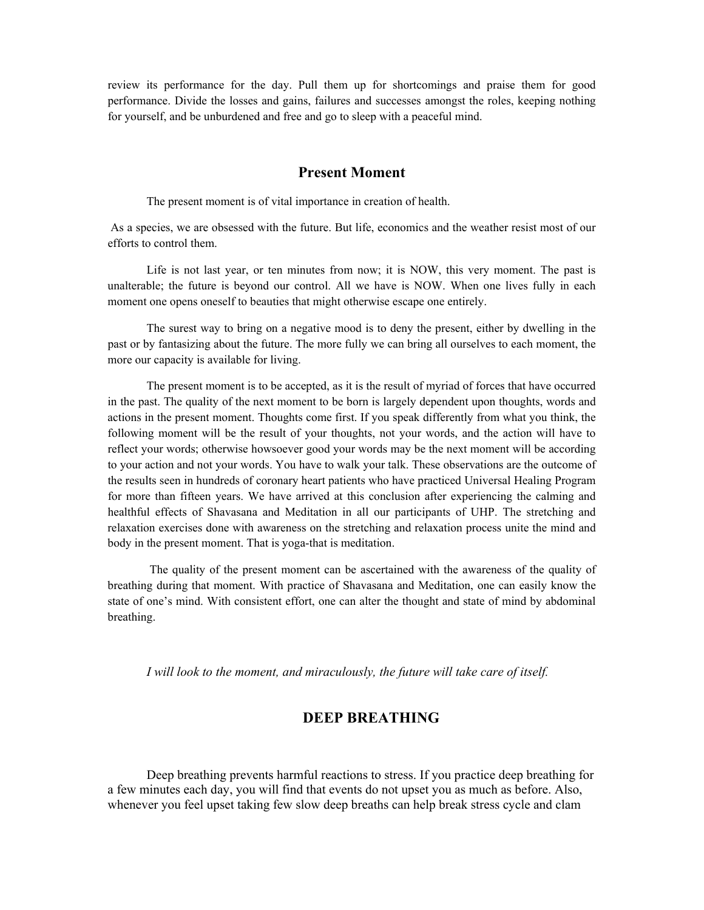review its performance for the day. Pull them up for shortcomings and praise them for good performance. Divide the losses and gains, failures and successes amongst the roles, keeping nothing for yourself, and be unburdened and free and go to sleep with a peaceful mind.

## Present Moment

The present moment is of vital importance in creation of health.

As a species, we are obsessed with the future. But life, economics and the weather resist most of our efforts to control them.

Life is not last year, or ten minutes from now; it is NOW, this very moment. The past is unalterable; the future is beyond our control. All we have is NOW. When one lives fully in each moment one opens oneself to beauties that might otherwise escape one entirely.

The surest way to bring on a negative mood is to deny the present, either by dwelling in the past or by fantasizing about the future. The more fully we can bring all ourselves to each moment, the more our capacity is available for living.

The present moment is to be accepted, as it is the result of myriad of forces that have occurred in the past. The quality of the next moment to be born is largely dependent upon thoughts, words and actions in the present moment. Thoughts come first. If you speak differently from what you think, the following moment will be the result of your thoughts, not your words, and the action will have to reflect your words; otherwise howsoever good your words may be the next moment will be according to your action and not your words. You have to walk your talk. These observations are the outcome of the results seen in hundreds of coronary heart patients who have practiced Universal Healing Program for more than fifteen years. We have arrived at this conclusion after experiencing the calming and healthful effects of Shavasana and Meditation in all our participants of UHP. The stretching and relaxation exercises done with awareness on the stretching and relaxation process unite the mind and body in the present moment. That is yoga-that is meditation.

The quality of the present moment can be ascertained with the awareness of the quality of breathing during that moment. With practice of Shavasana and Meditation, one can easily know the state of one's mind. With consistent effort, one can alter the thought and state of mind by abdominal breathing.

*I will look to the moment, and miraculously, the future will take care of itself.*

## DEEP BREATHING

Deep breathing prevents harmful reactions to stress. If you practice deep breathing for a few minutes each day, you will find that events do not upset you as much as before. Also, whenever you feel upset taking few slow deep breaths can help break stress cycle and clam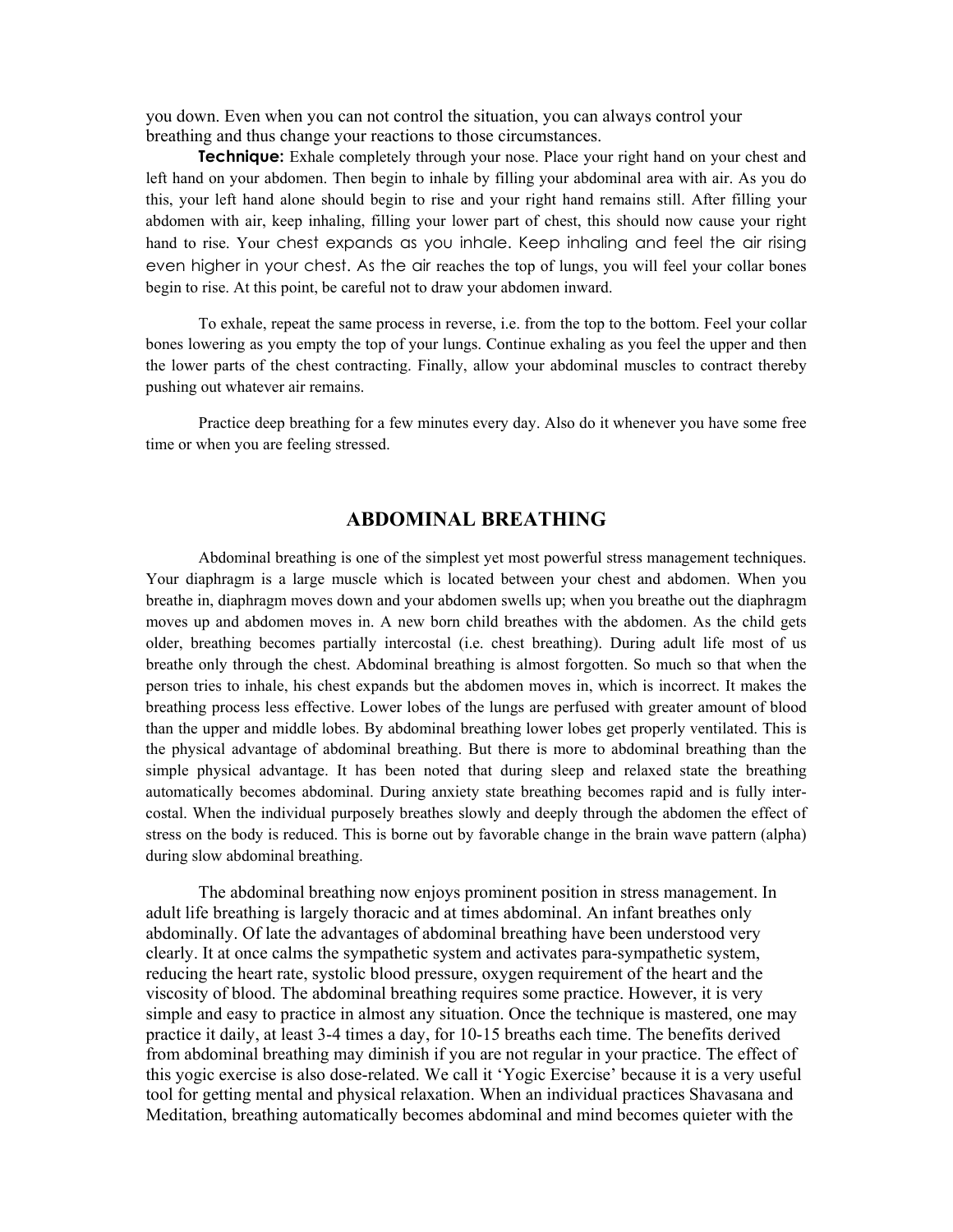you down. Even when you can not control the situation, you can always control your breathing and thus change your reactions to those circumstances.

**Technique:** Exhale completely through your nose. Place your right hand on your chest and left hand on your abdomen. Then begin to inhale by filling your abdominal area with air. As you do this, your left hand alone should begin to rise and your right hand remains still. After filling your abdomen with air, keep inhaling, filling your lower part of chest, this should now cause your right hand to rise. Your chest expands as you inhale. Keep inhaling and feel the air rising even higher in your chest. As the air reaches the top of lungs, you will feel your collar bones begin to rise. At this point, be careful not to draw your abdomen inward.

To exhale, repeat the same process in reverse, i.e. from the top to the bottom. Feel your collar bones lowering as you empty the top of your lungs. Continue exhaling as you feel the upper and then the lower parts of the chest contracting. Finally, allow your abdominal muscles to contract thereby pushing out whatever air remains.

Practice deep breathing for a few minutes every day. Also do it whenever you have some free time or when you are feeling stressed.

## ABDOMINAL BREATHING

Abdominal breathing is one of the simplest yet most powerful stress management techniques. Your diaphragm is a large muscle which is located between your chest and abdomen. When you breathe in, diaphragm moves down and your abdomen swells up; when you breathe out the diaphragm moves up and abdomen moves in. A new born child breathes with the abdomen. As the child gets older, breathing becomes partially intercostal (i.e. chest breathing). During adult life most of us breathe only through the chest. Abdominal breathing is almost forgotten. So much so that when the person tries to inhale, his chest expands but the abdomen moves in, which is incorrect. It makes the breathing process less effective. Lower lobes of the lungs are perfused with greater amount of blood than the upper and middle lobes. By abdominal breathing lower lobes get properly ventilated. This is the physical advantage of abdominal breathing. But there is more to abdominal breathing than the simple physical advantage. It has been noted that during sleep and relaxed state the breathing automatically becomes abdominal. During anxiety state breathing becomes rapid and is fully inter-costal. When the individual purposely breathes slowly and deeply through the abdomen the effect of stress on the body is reduced. This is borne out by favorable change in the brain wave pattern (alpha) during slow abdominal breathing.

The abdominal breathing now enjoys prominent position in stress management. In adult life breathing is largely thoracic and at times abdominal. An infant breathes only abdominally. Of late the advantages of abdominal breathing have been understood very clearly. It at once calms the sympathetic system and activates para-sympathetic system, reducing the heart rate, systolic blood pressure, oxygen requirement of the heart and the viscosity of blood. The abdominal breathing requires some practice. However, it is very simple and easy to practice in almost any situation. Once the technique is mastered, one may practice it daily, at least 3-4 times a day, for 10-15 breaths each time. The benefits derived from abdominal breathing may diminish if you are not regular in your practice. The effect of this yogic exercise is also dose-related. We call it 'Yogic Exercise' because it is a very useful tool for getting mental and physical relaxation. When an individual practices Shavasana and Meditation, breathing automatically becomes abdominal and mind becomes quieter with the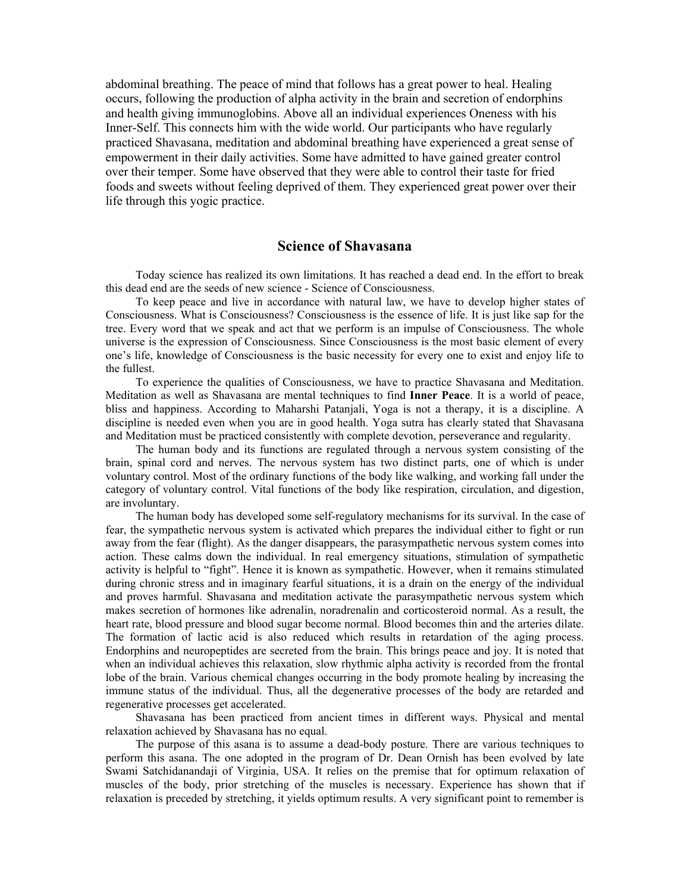abdominal breathing. The peace of mind that follows has a great power to heal. Healing occurs, following the production of alpha activity in the brain and secretion of endorphins and health giving immunoglobins. Above all an individual experiences Oneness with his Inner-Self. This connects him with the wide world. Our participants who have regularly practiced Shavasana, meditation and abdominal breathing have experienced a great sense of empowerment in their daily activities. Some have admitted to have gained greater control over their temper. Some have observed that they were able to control their taste for fried foods and sweets without feeling deprived of them. They experienced great power over their life through this yogic practice.

## Science of Shavasana

Today science has realized its own limitations. It has reached a dead end. In the effort to break this dead end are the seeds of new science - Science of Consciousness.

To keep peace and live in accordance with natural law, we have to develop higher states of Consciousness. What is Consciousness? Consciousness is the essence of life. It is just like sap for the tree. Every word that we speak and act that we perform is an impulse of Consciousness. The whole universe is the expression of Consciousness. Since Consciousness is the most basic element of every one's life, knowledge of Consciousness is the basic necessity for every one to exist and enjoy life to the fullest.

To experience the qualities of Consciousness, we have to practice Shavasana and Meditation. Meditation as well as Shavasana are mental techniques to find **Inner Peace**. It is a world of peace, bliss and happiness. According to Maharshi Patanjali, Yoga is not a therapy, it is a discipline. A discipline is needed even when you are in good health. Yoga sutra has clearly stated that Shavasana and Meditation must be practiced consistently with complete devotion, perseverance and regularity.

The human body and its functions are regulated through a nervous system consisting of the brain, spinal cord and nerves. The nervous system has two distinct parts, one of which is under voluntary control. Most of the ordinary functions of the body like walking, and working fall under the category of voluntary control. Vital functions of the body like respiration, circulation, and digestion, are involuntary.

The human body has developed some self-regulatory mechanisms for its survival. In the case of fear, the sympathetic nervous system is activated which prepares the individual either to fight or run away from the fear (flight). As the danger disappears, the parasympathetic nervous system comes into action. These calms down the individual. In real emergency situations, stimulation of sympathetic activity is helpful to "fight". Hence it is known as sympathetic. However, when it remains stimulated during chronic stress and in imaginary fearful situations, it is a drain on the energy of the individual and proves harmful. Shavasana and meditation activate the parasympathetic nervous system which makes secretion of hormones like adrenalin, noradrenalin and corticosteroid normal. As a result, the heart rate, blood pressure and blood sugar become normal. Blood becomes thin and the arteries dilate. The formation of lactic acid is also reduced which results in retardation of the aging process. Endorphins and neuropeptides are secreted from the brain. This brings peace and joy. It is noted that when an individual achieves this relaxation, slow rhythmic alpha activity is recorded from the frontal lobe of the brain. Various chemical changes occurring in the body promote healing by increasing the immune status of the individual. Thus, all the degenerative processes of the body are retarded and regenerative processes get accelerated.

Shavasana has been practiced from ancient times in different ways. Physical and mental relaxation achieved by Shavasana has no equal.

The purpose of this asana is to assume a dead-body posture. There are various techniques to perform this asana. The one adopted in the program of Dr. Dean Ornish has been evolved by late Swami Satchidanandaji of Virginia, USA. It relies on the premise that for optimum relaxation of muscles of the body, prior stretching of the muscles is necessary. Experience has shown that if relaxation is preceded by stretching, it yields optimum results. A very significant point to remember is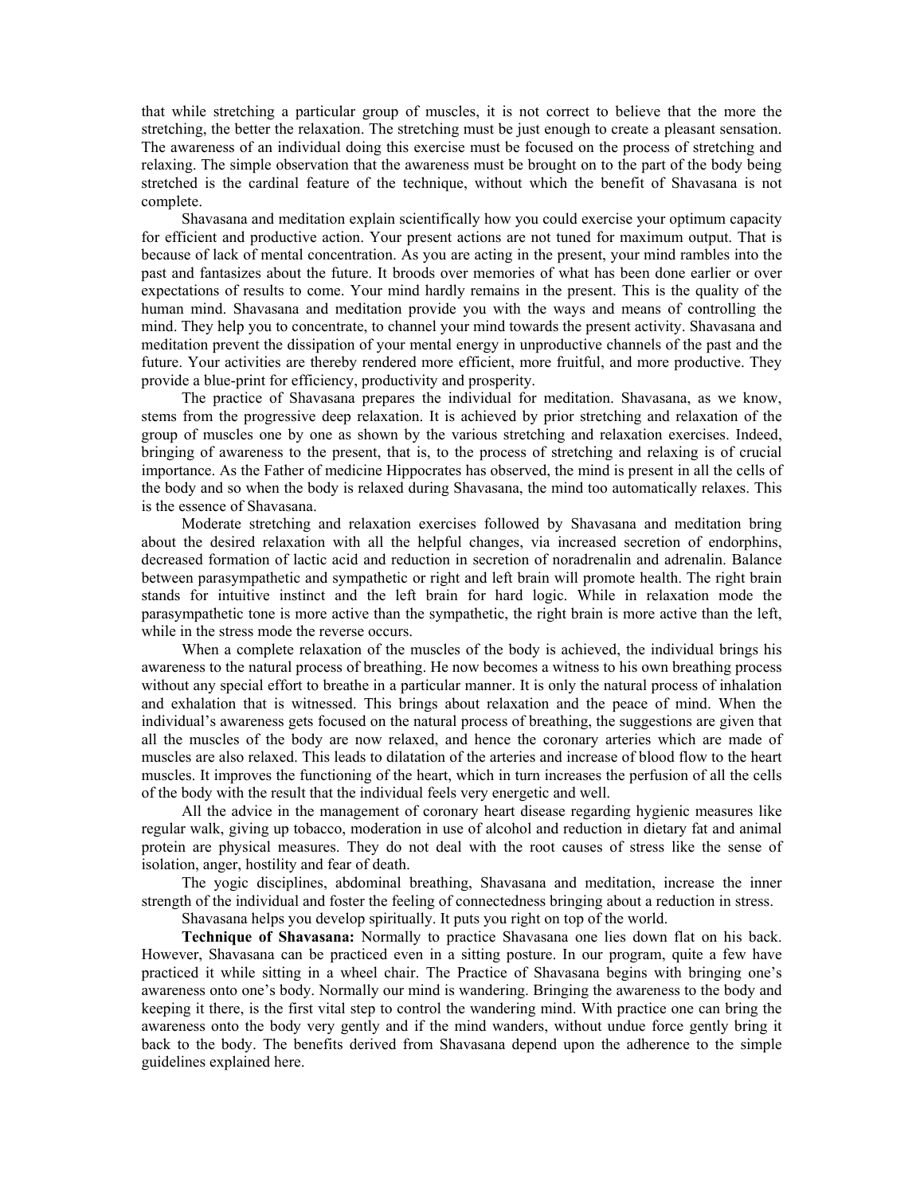that while stretching a particular group of muscles, it is not correct to believe that the more the stretching, the better the relaxation. The stretching must be just enough to create a pleasant sensation. The awareness of an individual doing this exercise must be focused on the process of stretching and relaxing. The simple observation that the awareness must be brought on to the part of the body being stretched is the cardinal feature of the technique, without which the benefit of Shavasana is not complete.

Shavasana and meditation explain scientifically how you could exercise your optimum capacity for efficient and productive action. Your present actions are not tuned for maximum output. That is because of lack of mental concentration. As you are acting in the present, your mind rambles into the past and fantasizes about the future. It broods over memories of what has been done earlier or over expectations of results to come. Your mind hardly remains in the present. This is the quality of the human mind. Shavasana and meditation provide you with the ways and means of controlling the mind. They help you to concentrate, to channel your mind towards the present activity. Shavasana and meditation prevent the dissipation of your mental energy in unproductive channels of the past and the future. Your activities are thereby rendered more efficient, more fruitful, and more productive. They provide a blue-print for efficiency, productivity and prosperity.

The practice of Shavasana prepares the individual for meditation. Shavasana, as we know, stems from the progressive deep relaxation. It is achieved by prior stretching and relaxation of the group of muscles one by one as shown by the various stretching and relaxation exercises. Indeed, bringing of awareness to the present, that is, to the process of stretching and relaxing is of crucial importance. As the Father of medicine Hippocrates has observed, the mind is present in all the cells of the body and so when the body is relaxed during Shavasana, the mind too automatically relaxes. This is the essence of Shavasana.

Moderate stretching and relaxation exercises followed by Shavasana and meditation bring about the desired relaxation with all the helpful changes, via increased secretion of endorphins, decreased formation of lactic acid and reduction in secretion of noradrenalin and adrenalin. Balance between parasympathetic and sympathetic or right and left brain will promote health. The right brain stands for intuitive instinct and the left brain for hard logic. While in relaxation mode the parasympathetic tone is more active than the sympathetic, the right brain is more active than the left, while in the stress mode the reverse occurs.

When a complete relaxation of the muscles of the body is achieved, the individual brings his awareness to the natural process of breathing. He now becomes a witness to his own breathing process without any special effort to breathe in a particular manner. It is only the natural process of inhalation and exhalation that is witnessed. This brings about relaxation and the peace of mind. When the individual's awareness gets focused on the natural process of breathing, the suggestions are given that all the muscles of the body are now relaxed, and hence the coronary arteries which are made of muscles are also relaxed. This leads to dilatation of the arteries and increase of blood flow to the heart muscles. It improves the functioning of the heart, which in turn increases the perfusion of all the cells of the body with the result that the individual feels very energetic and well.

All the advice in the management of coronary heart disease regarding hygienic measures like regular walk, giving up tobacco, moderation in use of alcohol and reduction in dietary fat and animal protein are physical measures. They do not deal with the root causes of stress like the sense of isolation, anger, hostility and fear of death.

The yogic disciplines, abdominal breathing, Shavasana and meditation, increase the inner strength of the individual and foster the feeling of connectedness bringing about a reduction in stress.

Shavasana helps you develop spiritually. It puts you right on top of the world.

**Technique of Shavasana:** Normally to practice Shavasana one lies down flat on his back. However, Shavasana can be practiced even in a sitting posture. In our program, quite a few have practiced it while sitting in a wheel chair. The Practice of Shavasana begins with bringing one's awareness onto one's body. Normally our mind is wandering. Bringing the awareness to the body and keeping it there, is the first vital step to control the wandering mind. With practice one can bring the awareness onto the body very gently and if the mind wanders, without undue force gently bring it back to the body. The benefits derived from Shavasana depend upon the adherence to the simple guidelines explained here.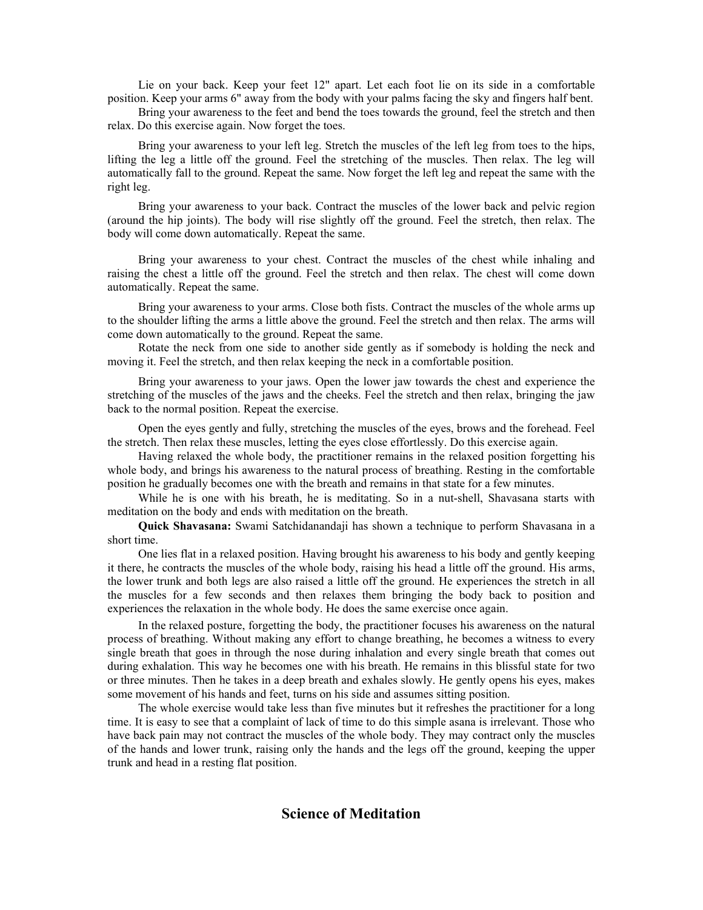Lie on your back. Keep your feet 12" apart. Let each foot lie on its side in a comfortable position. Keep your arms 6" away from the body with your palms facing the sky and fingers half bent.

Bring your awareness to the feet and bend the toes towards the ground, feel the stretch and then relax. Do this exercise again. Now forget the toes.

Bring your awareness to your left leg. Stretch the muscles of the left leg from toes to the hips, lifting the leg a little off the ground. Feel the stretching of the muscles. Then relax. The leg will automatically fall to the ground. Repeat the same. Now forget the left leg and repeat the same with the right leg.

Bring your awareness to your back. Contract the muscles of the lower back and pelvic region (around the hip joints). The body will rise slightly off the ground. Feel the stretch, then relax. The body will come down automatically. Repeat the same.

Bring your awareness to your chest. Contract the muscles of the chest while inhaling and raising the chest a little off the ground. Feel the stretch and then relax. The chest will come down automatically. Repeat the same.

Bring your awareness to your arms. Close both fists. Contract the muscles of the whole arms up to the shoulder lifting the arms a little above the ground. Feel the stretch and then relax. The arms will come down automatically to the ground. Repeat the same.

Rotate the neck from one side to another side gently as if somebody is holding the neck and moving it. Feel the stretch, and then relax keeping the neck in a comfortable position.

Bring your awareness to your jaws. Open the lower jaw towards the chest and experience the stretching of the muscles of the jaws and the cheeks. Feel the stretch and then relax, bringing the jaw back to the normal position. Repeat the exercise.

Open the eyes gently and fully, stretching the muscles of the eyes, brows and the forehead. Feel the stretch. Then relax these muscles, letting the eyes close effortlessly. Do this exercise again.

Having relaxed the whole body, the practitioner remains in the relaxed position forgetting his whole body, and brings his awareness to the natural process of breathing. Resting in the comfortable position he gradually becomes one with the breath and remains in that state for a few minutes.

While he is one with his breath, he is meditating. So in a nut-shell, Shavasana starts with meditation on the body and ends with meditation on the breath.

**Quick Shavasana:** Swami Satchidanandaji has shown a technique to perform Shavasana in a short time.

One lies flat in a relaxed position. Having brought his awareness to his body and gently keeping it there, he contracts the muscles of the whole body, raising his head a little off the ground. His arms, the lower trunk and both legs are also raised a little off the ground. He experiences the stretch in all the muscles for a few seconds and then relaxes them bringing the body back to position and experiences the relaxation in the whole body. He does the same exercise once again.

In the relaxed posture, forgetting the body, the practitioner focuses his awareness on the natural process of breathing. Without making any effort to change breathing, he becomes a witness to every single breath that goes in through the nose during inhalation and every single breath that comes out during exhalation. This way he becomes one with his breath. He remains in this blissful state for two or three minutes. Then he takes in a deep breath and exhales slowly. He gently opens his eyes, makes some movement of his hands and feet, turns on his side and assumes sitting position.

The whole exercise would take less than five minutes but it refreshes the practitioner for a long time. It is easy to see that a complaint of lack of time to do this simple asana is irrelevant. Those who have back pain may not contract the muscles of the whole body. They may contract only the muscles of the hands and lower trunk, raising only the hands and the legs off the ground, keeping the upper trunk and head in a resting flat position.

## Science of Meditation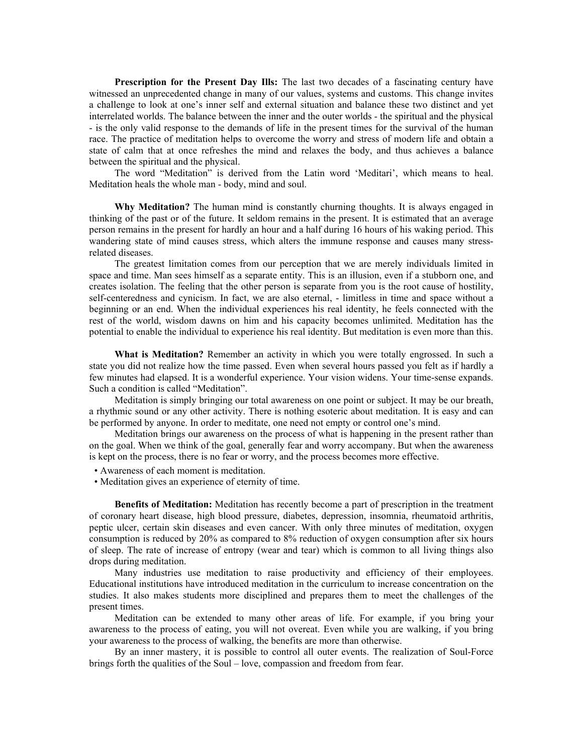**Prescription for the Present Day Ills:** The last two decades of a fascinating century have witnessed an unprecedented change in many of our values, systems and customs. This change invites a challenge to look at one's inner self and external situation and balance these two distinct and yet interrelated worlds. The balance between the inner and the outer worlds - the spiritual and the physical - is the only valid response to the demands of life in the present times for the survival of the human race. The practice of meditation helps to overcome the worry and stress of modern life and obtain a state of calm that at once refreshes the mind and relaxes the body, and thus achieves a balance between the spiritual and the physical.

The word "Meditation" is derived from the Latin word 'Meditari', which means to heal. Meditation heals the whole man - body, mind and soul.

**Why Meditation?** The human mind is constantly churning thoughts. It is always engaged in thinking of the past or of the future. It seldom remains in the present. It is estimated that an average person remains in the present for hardly an hour and a half during 16 hours of his waking period. This wandering state of mind causes stress, which alters the immune response and causes many stress-related diseases.

The greatest limitation comes from our perception that we are merely individuals limited in space and time. Man sees himself as a separate entity. This is an illusion, even if a stubborn one, and creates isolation. The feeling that the other person is separate from you is the root cause of hostility, self-centeredness and cynicism. In fact, we are also eternal, - limitless in time and space without a beginning or an end. When the individual experiences his real identity, he feels connected with the rest of the world, wisdom dawns on him and his capacity becomes unlimited. Meditation has the potential to enable the individual to experience his real identity. But meditation is even more than this.

**What is Meditation?** Remember an activity in which you were totally engrossed. In such a state you did not realize how the time passed. Even when several hours passed you felt as if hardly a few minutes had elapsed. It is a wonderful experience. Your vision widens. Your time-sense expands. Such a condition is called "Meditation".

Meditation is simply bringing our total awareness on one point or subject. It may be our breath, a rhythmic sound or any other activity. There is nothing esoteric about meditation. It is easy and can be performed by anyone. In order to meditate, one need not empty or control one's mind.

Meditation brings our awareness on the process of what is happening in the present rather than on the goal. When we think of the goal, generally fear and worry accompany. But when the awareness is kept on the process, there is no fear or worry, and the process becomes more effective.

- Awareness of each moment is meditation.
- Meditation gives an experience of eternity of time.

**Benefits of Meditation:** Meditation has recently become a part of prescription in the treatment of coronary heart disease, high blood pressure, diabetes, depression, insomnia, rheumatoid arthritis, peptic ulcer, certain skin diseases and even cancer. With only three minutes of meditation, oxygen consumption is reduced by 20% as compared to 8% reduction of oxygen consumption after six hours of sleep. The rate of increase of entropy (wear and tear) which is common to all living things also drops during meditation.

Many industries use meditation to raise productivity and efficiency of their employees. Educational institutions have introduced meditation in the curriculum to increase concentration on the studies. It also makes students more disciplined and prepares them to meet the challenges of the present times.

Meditation can be extended to many other areas of life. For example, if you bring your awareness to the process of eating, you will not overeat. Even while you are walking, if you bring your awareness to the process of walking, the benefits are more than otherwise.

By an inner mastery, it is possible to control all outer events. The realization of Soul-Force brings forth the qualities of the Soul – love, compassion and freedom from fear.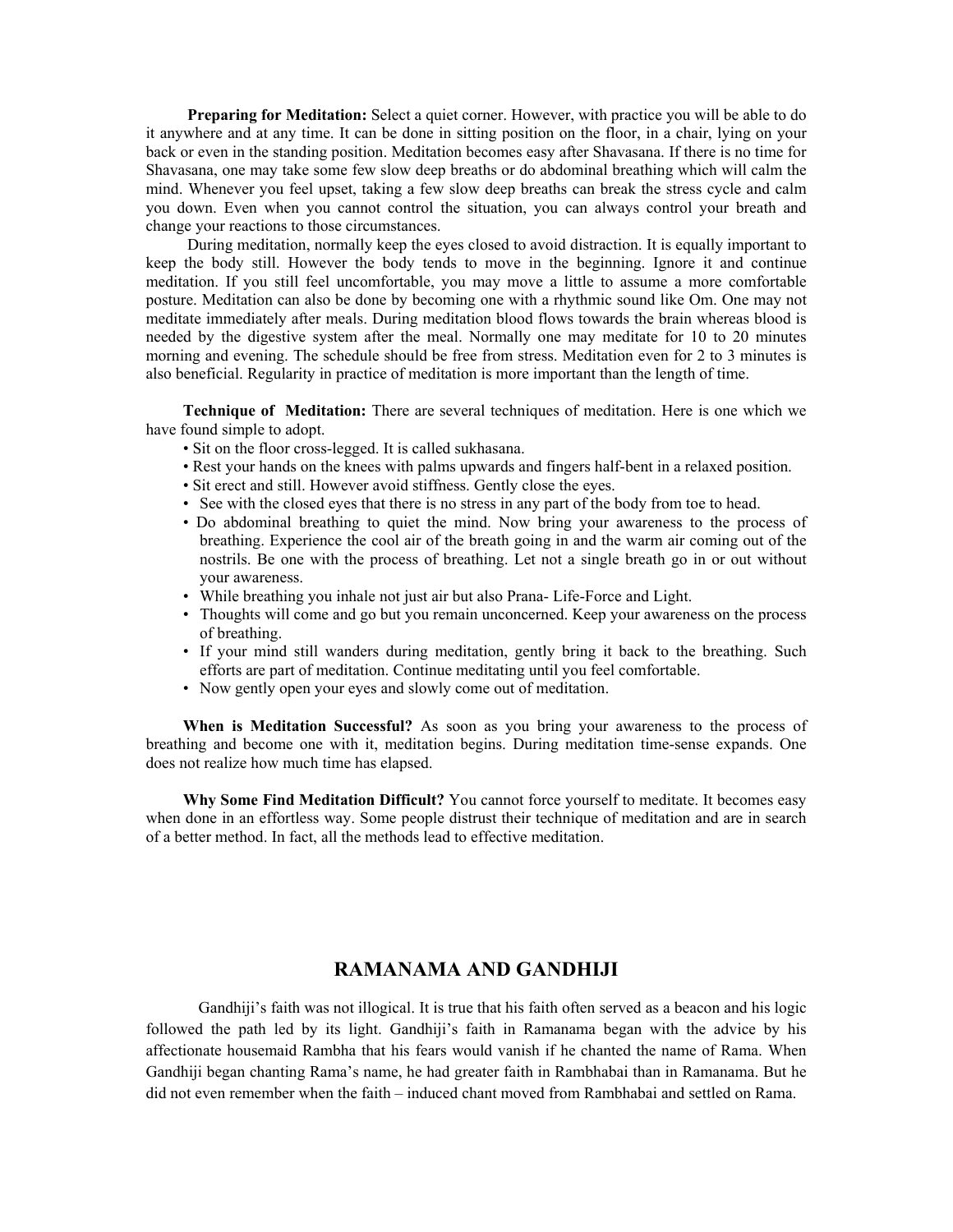**Preparing for Meditation:** Select a quiet corner. However, with practice you will be able to do it anywhere and at any time. It can be done in sitting position on the floor, in a chair, lying on your back or even in the standing position. Meditation becomes easy after Shavasana. If there is no time for Shavasana, one may take some few slow deep breaths or do abdominal breathing which will calm the mind. Whenever you feel upset, taking a few slow deep breaths can break the stress cycle and calm you down. Even when you cannot control the situation, you can always control your breath and change your reactions to those circumstances.

During meditation, normally keep the eyes closed to avoid distraction. It is equally important to keep the body still. However the body tends to move in the beginning. Ignore it and continue meditation. If you still feel uncomfortable, you may move a little to assume a more comfortable posture. Meditation can also be done by becoming one with a rhythmic sound like Om. One may not meditate immediately after meals. During meditation blood flows towards the brain whereas blood is needed by the digestive system after the meal. Normally one may meditate for 10 to 20 minutes morning and evening. The schedule should be free from stress. Meditation even for 2 to 3 minutes is also beneficial. Regularity in practice of meditation is more important than the length of time.

**Technique of Meditation:** There are several techniques of meditation. Here is one which we have found simple to adopt.

- Sit on the floor cross-legged. It is called sukhasana.
- Rest your hands on the knees with palms upwards and fingers half-bent in a relaxed position.
- Sit erect and still. However avoid stiffness. Gently close the eyes.
- See with the closed eyes that there is no stress in any part of the body from toe to head.
- Do abdominal breathing to quiet the mind. Now bring your awareness to the process of breathing. Experience the cool air of the breath going in and the warm air coming out of the nostrils. Be one with the process of breathing. Let not a single breath go in or out without your awareness.
- While breathing you inhale not just air but also Prana- Life-Force and Light.
- Thoughts will come and go but you remain unconcerned. Keep your awareness on the process of breathing.
- If your mind still wanders during meditation, gently bring it back to the breathing. Such efforts are part of meditation. Continue meditating until you feel comfortable.
- Now gently open your eyes and slowly come out of meditation.

**When is Meditation Successful?** As soon as you bring your awareness to the process of breathing and become one with it, meditation begins. During meditation time-sense expands. One does not realize how much time has elapsed.

**Why Some Find Meditation Difficult?** You cannot force yourself to meditate. It becomes easy when done in an effortless way. Some people distrust their technique of meditation and are in search of a better method. In fact, all the methods lead to effective meditation.

## RAMANAMA AND GANDHIJI

Gandhiji's faith was not illogical. It is true that his faith often served as a beacon and his logic followed the path led by its light. Gandhiji's faith in Ramanama began with the advice by his affectionate housemaid Rambha that his fears would vanish if he chanted the name of Rama. When Gandhiji began chanting Rama's name, he had greater faith in Rambhabai than in Ramanama. But he did not even remember when the faith – induced chant moved from Rambhabai and settled on Rama.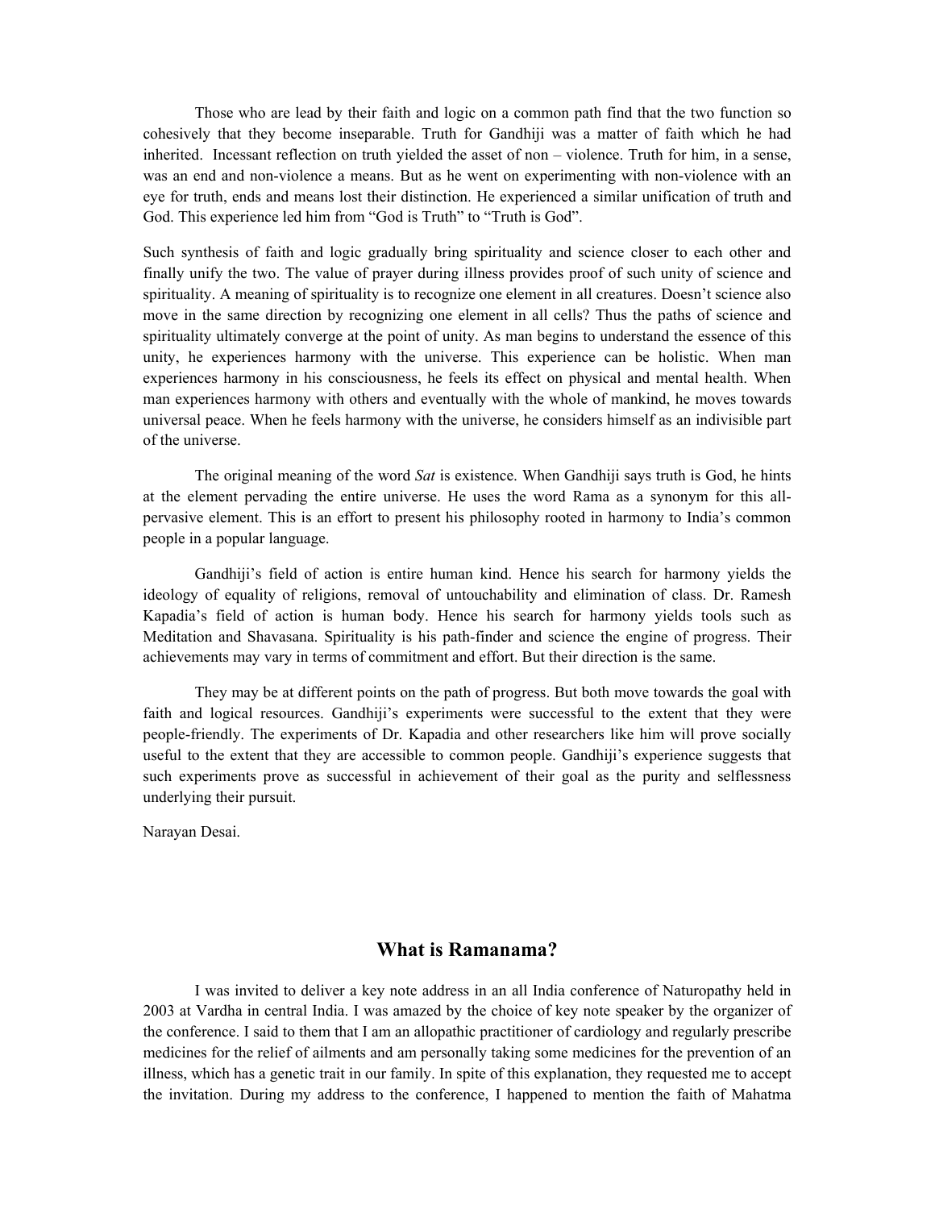Those who are lead by their faith and logic on a common path find that the two function so cohesively that they become inseparable. Truth for Gandhiji was a matter of faith which he had inherited. Incessant reflection on truth yielded the asset of non – violence. Truth for him, in a sense, was an end and non-violence a means. But as he went on experimenting with non-violence with an eye for truth, ends and means lost their distinction. He experienced a similar unification of truth and God. This experience led him from "God is Truth" to "Truth is God".

Such synthesis of faith and logic gradually bring spirituality and science closer to each other and finally unify the two. The value of prayer during illness provides proof of such unity of science and spirituality. A meaning of spirituality is to recognize one element in all creatures. Doesn't science also move in the same direction by recognizing one element in all cells? Thus the paths of science and spirituality ultimately converge at the point of unity. As man begins to understand the essence of this unity, he experiences harmony with the universe. This experience can be holistic. When man experiences harmony in his consciousness, he feels its effect on physical and mental health. When man experiences harmony with others and eventually with the whole of mankind, he moves towards universal peace. When he feels harmony with the universe, he considers himself as an indivisible part of the universe.

The original meaning of the word *Sat* is existence. When Gandhiji says truth is God, he hints at the element pervading the entire universe. He uses the word Rama as a synonym for this all-pervasive element. This is an effort to present his philosophy rooted in harmony to India's common people in a popular language.

Gandhiji's field of action is entire human kind. Hence his search for harmony yields the ideology of equality of religions, removal of untouchability and elimination of class. Dr. Ramesh Kapadia's field of action is human body. Hence his search for harmony yields tools such as Meditation and Shavasana. Spirituality is his path-finder and science the engine of progress. Their achievements may vary in terms of commitment and effort. But their direction is the same.

They may be at different points on the path of progress. But both move towards the goal with faith and logical resources. Gandhiji's experiments were successful to the extent that they were people-friendly. The experiments of Dr. Kapadia and other researchers like him will prove socially useful to the extent that they are accessible to common people. Gandhiji's experience suggests that such experiments prove as successful in achievement of their goal as the purity and selflessness underlying their pursuit.

Narayan Desai.

## What is Ramanama?

I was invited to deliver a key note address in an all India conference of Naturopathy held in 2003 at Vardha in central India. I was amazed by the choice of key note speaker by the organizer of the conference. I said to them that I am an allopathic practitioner of cardiology and regularly prescribe medicines for the relief of ailments and am personally taking some medicines for the prevention of an illness, which has a genetic trait in our family. In spite of this explanation, they requested me to accept the invitation. During my address to the conference, I happened to mention the faith of Mahatma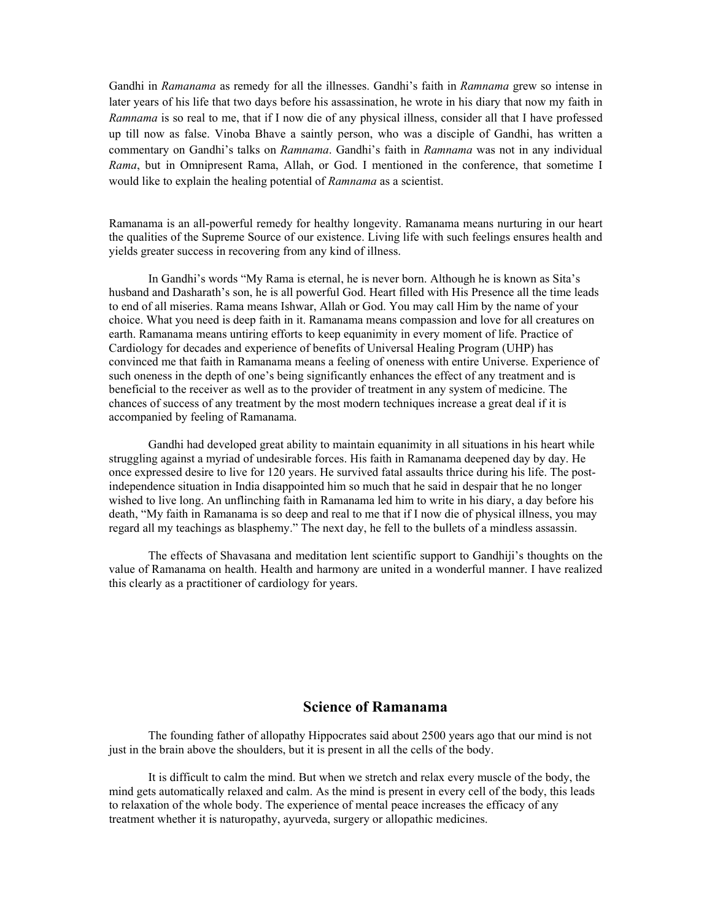Gandhi in *Ramanama* as remedy for all the illnesses. Gandhi's faith in *Ramnama* grew so intense in later years of his life that two days before his assassination, he wrote in his diary that now my faith in *Ramnama* is so real to me, that if I now die of any physical illness, consider all that I have professed up till now as false. Vinoba Bhave a saintly person, who was a disciple of Gandhi, has written a commentary on Gandhi's talks on *Ramnama*. Gandhi's faith in *Ramnama* was not in any individual *Rama*, but in Omnipresent Rama, Allah, or God. I mentioned in the conference, that sometime I would like to explain the healing potential of *Ramnama* as a scientist.

Ramanama is an all-powerful remedy for healthy longevity. Ramanama means nurturing in our heart the qualities of the Supreme Source of our existence. Living life with such feelings ensures health and yields greater success in recovering from any kind of illness.

In Gandhi's words "My Rama is eternal, he is never born. Although he is known as Sita's husband and Dasharath's son, he is all powerful God. Heart filled with His Presence all the time leads to end of all miseries. Rama means Ishwar, Allah or God. You may call Him by the name of your choice. What you need is deep faith in it. Ramanama means compassion and love for all creatures on earth. Ramanama means untiring efforts to keep equanimity in every moment of life. Practice of Cardiology for decades and experience of benefits of Universal Healing Program (UHP) has convinced me that faith in Ramanama means a feeling of oneness with entire Universe. Experience of such oneness in the depth of one's being significantly enhances the effect of any treatment and is beneficial to the receiver as well as to the provider of treatment in any system of medicine. The chances of success of any treatment by the most modern techniques increase a great deal if it is accompanied by feeling of Ramanama.

Gandhi had developed great ability to maintain equanimity in all situations in his heart while struggling against a myriad of undesirable forces. His faith in Ramanama deepened day by day. He once expressed desire to live for 120 years. He survived fatal assaults thrice during his life. The post-independence situation in India disappointed him so much that he said in despair that he no longer wished to live long. An unflinching faith in Ramanama led him to write in his diary, a day before his death, "My faith in Ramanama is so deep and real to me that if I now die of physical illness, you may regard all my teachings as blasphemy." The next day, he fell to the bullets of a mindless assassin.

The effects of Shavasana and meditation lent scientific support to Gandhiji's thoughts on the value of Ramanama on health. Health and harmony are united in a wonderful manner. I have realized this clearly as a practitioner of cardiology for years.

## Science of Ramanama

The founding father of allopathy Hippocrates said about 2500 years ago that our mind is not just in the brain above the shoulders, but it is present in all the cells of the body.

It is difficult to calm the mind. But when we stretch and relax every muscle of the body, the mind gets automatically relaxed and calm. As the mind is present in every cell of the body, this leads to relaxation of the whole body. The experience of mental peace increases the efficacy of any treatment whether it is naturopathy, ayurveda, surgery or allopathic medicines.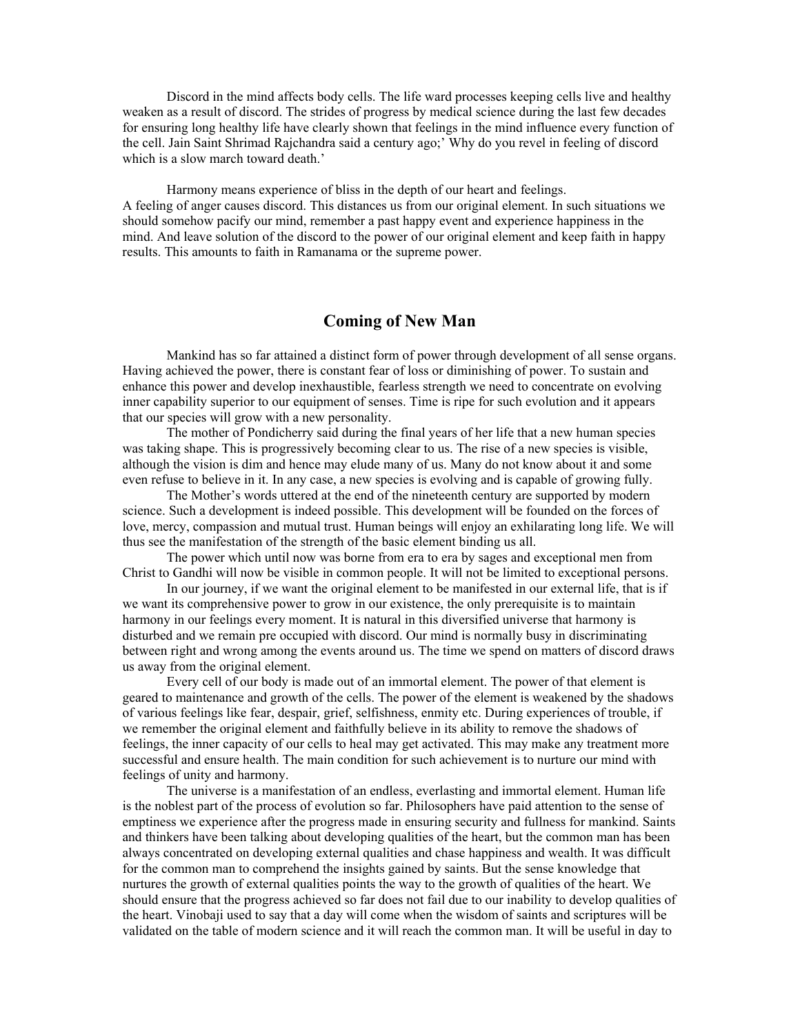Discord in the mind affects body cells. The life ward processes keeping cells live and healthy weaken as a result of discord. The strides of progress by medical science during the last few decades for ensuring long healthy life have clearly shown that feelings in the mind influence every function of the cell. Jain Saint Shrimad Rajchandra said a century ago;' Why do you revel in feeling of discord which is a slow march toward death.'

Harmony means experience of bliss in the depth of our heart and feelings.
A feeling of anger causes discord. This distances us from our original element. In such situations we should somehow pacify our mind, remember a past happy event and experience happiness in the mind. And leave solution of the discord to the power of our original element and keep faith in happy results. This amounts to faith in Ramanama or the supreme power.

## Coming of New Man

Mankind has so far attained a distinct form of power through development of all sense organs. Having achieved the power, there is constant fear of loss or diminishing of power. To sustain and enhance this power and develop inexhaustible, fearless strength we need to concentrate on evolving inner capability superior to our equipment of senses. Time is ripe for such evolution and it appears that our species will grow with a new personality.

The mother of Pondicherry said during the final years of her life that a new human species was taking shape. This is progressively becoming clear to us. The rise of a new species is visible, although the vision is dim and hence may elude many of us. Many do not know about it and some even refuse to believe in it. In any case, a new species is evolving and is capable of growing fully.

The Mother's words uttered at the end of the nineteenth century are supported by modern science. Such a development is indeed possible. This development will be founded on the forces of love, mercy, compassion and mutual trust. Human beings will enjoy an exhilarating long life. We will thus see the manifestation of the strength of the basic element binding us all.

The power which until now was borne from era to era by sages and exceptional men from Christ to Gandhi will now be visible in common people. It will not be limited to exceptional persons.

In our journey, if we want the original element to be manifested in our external life, that is if we want its comprehensive power to grow in our existence, the only prerequisite is to maintain harmony in our feelings every moment. It is natural in this diversified universe that harmony is disturbed and we remain pre occupied with discord. Our mind is normally busy in discriminating between right and wrong among the events around us. The time we spend on matters of discord draws us away from the original element.

Every cell of our body is made out of an immortal element. The power of that element is geared to maintenance and growth of the cells. The power of the element is weakened by the shadows of various feelings like fear, despair, grief, selfishness, enmity etc. During experiences of trouble, if we remember the original element and faithfully believe in its ability to remove the shadows of feelings, the inner capacity of our cells to heal may get activated. This may make any treatment more successful and ensure health. The main condition for such achievement is to nurture our mind with feelings of unity and harmony.

The universe is a manifestation of an endless, everlasting and immortal element. Human life is the noblest part of the process of evolution so far. Philosophers have paid attention to the sense of emptiness we experience after the progress made in ensuring security and fullness for mankind. Saints and thinkers have been talking about developing qualities of the heart, but the common man has been always concentrated on developing external qualities and chase happiness and wealth. It was difficult for the common man to comprehend the insights gained by saints. But the sense knowledge that nurtures the growth of external qualities points the way to the growth of qualities of the heart. We should ensure that the progress achieved so far does not fail due to our inability to develop qualities of the heart. Vinobaji used to say that a day will come when the wisdom of saints and scriptures will be validated on the table of modern science and it will reach the common man. It will be useful in day to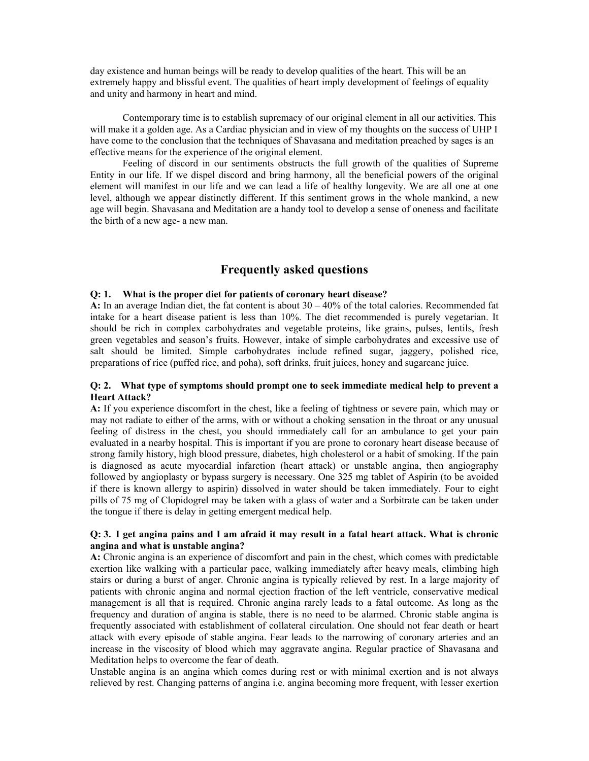day existence and human beings will be ready to develop qualities of the heart. This will be an extremely happy and blissful event. The qualities of heart imply development of feelings of equality and unity and harmony in heart and mind.

Contemporary time is to establish supremacy of our original element in all our activities. This will make it a golden age. As a Cardiac physician and in view of my thoughts on the success of UHP I have come to the conclusion that the techniques of Shavasana and meditation preached by sages is an effective means for the experience of the original element.

Feeling of discord in our sentiments obstructs the full growth of the qualities of Supreme Entity in our life. If we dispel discord and bring harmony, all the beneficial powers of the original element will manifest in our life and we can lead a life of healthy longevity. We are all one at one level, although we appear distinctly different. If this sentiment grows in the whole mankind, a new age will begin. Shavasana and Meditation are a handy tool to develop a sense of oneness and facilitate the birth of a new age- a new man.

## Frequently asked questions

**Q: 1. What is the proper diet for patients of coronary heart disease?**

**A:** In an average Indian diet, the fat content is about 30 – 40% of the total calories. Recommended fat intake for a heart disease patient is less than 10%. The diet recommended is purely vegetarian. It should be rich in complex carbohydrates and vegetable proteins, like grains, pulses, lentils, fresh green vegetables and season's fruits. However, intake of simple carbohydrates and excessive use of salt should be limited. Simple carbohydrates include refined sugar, jaggery, polished rice, preparations of rice (puffed rice, and poha), soft drinks, fruit juices, honey and sugarcane juice.

**Q: 2. What type of symptoms should prompt one to seek immediate medical help to prevent a Heart Attack?**

**A:** If you experience discomfort in the chest, like a feeling of tightness or severe pain, which may or may not radiate to either of the arms, with or without a choking sensation in the throat or any unusual feeling of distress in the chest, you should immediately call for an ambulance to get your pain evaluated in a nearby hospital. This is important if you are prone to coronary heart disease because of strong family history, high blood pressure, diabetes, high cholesterol or a habit of smoking. If the pain is diagnosed as acute myocardial infarction (heart attack) or unstable angina, then angiography followed by angioplasty or bypass surgery is necessary. One 325 mg tablet of Aspirin (to be avoided if there is known allergy to aspirin) dissolved in water should be taken immediately. Four to eight pills of 75 mg of Clopidogrel may be taken with a glass of water and a Sorbitrate can be taken under the tongue if there is delay in getting emergent medical help.

**Q: 3. I get angina pains and I am afraid it may result in a fatal heart attack. What is chronic angina and what is unstable angina?**

**A:** Chronic angina is an experience of discomfort and pain in the chest, which comes with predictable exertion like walking with a particular pace, walking immediately after heavy meals, climbing high stairs or during a burst of anger. Chronic angina is typically relieved by rest. In a large majority of patients with chronic angina and normal ejection fraction of the left ventricle, conservative medical management is all that is required. Chronic angina rarely leads to a fatal outcome. As long as the frequency and duration of angina is stable, there is no need to be alarmed. Chronic stable angina is frequently associated with establishment of collateral circulation. One should not fear death or heart attack with every episode of stable angina. Fear leads to the narrowing of coronary arteries and an increase in the viscosity of blood which may aggravate angina. Regular practice of Shavasana and Meditation helps to overcome the fear of death.

Unstable angina is an angina which comes during rest or with minimal exertion and is not always relieved by rest. Changing patterns of angina i.e. angina becoming more frequent, with lesser exertion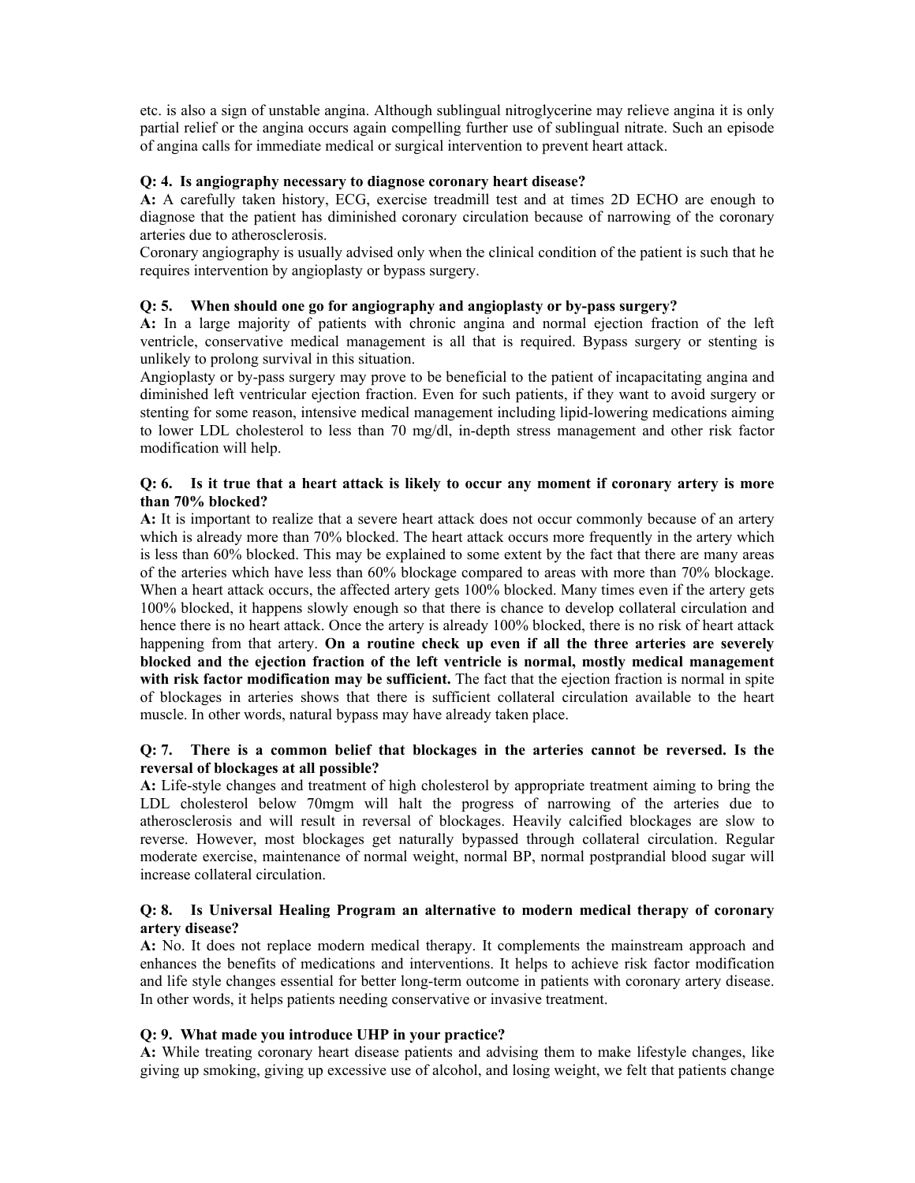etc. is also a sign of unstable angina. Although sublingual nitroglycerine may relieve angina it is only partial relief or the angina occurs again compelling further use of sublingual nitrate. Such an episode of angina calls for immediate medical or surgical intervention to prevent heart attack.

**Q: 4. Is angiography necessary to diagnose coronary heart disease?**

**A:** A carefully taken history, ECG, exercise treadmill test and at times 2D ECHO are enough to diagnose that the patient has diminished coronary circulation because of narrowing of the coronary arteries due to atherosclerosis.

Coronary angiography is usually advised only when the clinical condition of the patient is such that he requires intervention by angioplasty or bypass surgery.

**Q: 5. When should one go for angiography and angioplasty or by-pass surgery?**

**A:** In a large majority of patients with chronic angina and normal ejection fraction of the left ventricle, conservative medical management is all that is required. Bypass surgery or stenting is unlikely to prolong survival in this situation.

Angioplasty or by-pass surgery may prove to be beneficial to the patient of incapacitating angina and diminished left ventricular ejection fraction. Even for such patients, if they want to avoid surgery or stenting for some reason, intensive medical management including lipid-lowering medications aiming to lower LDL cholesterol to less than 70 mg/dl, in-depth stress management and other risk factor modification will help.

**Q: 6. Is it true that a heart attack is likely to occur any moment if coronary artery is more than 70% blocked?**

**A:** It is important to realize that a severe heart attack does not occur commonly because of an artery which is already more than 70% blocked. The heart attack occurs more frequently in the artery which is less than 60% blocked. This may be explained to some extent by the fact that there are many areas of the arteries which have less than 60% blockage compared to areas with more than 70% blockage. When a heart attack occurs, the affected artery gets 100% blocked. Many times even if the artery gets 100% blocked, it happens slowly enough so that there is chance to develop collateral circulation and hence there is no heart attack. Once the artery is already 100% blocked, there is no risk of heart attack happening from that artery. **On a routine check up even if all the three arteries are severely blocked and the ejection fraction of the left ventricle is normal, mostly medical management with risk factor modification may be sufficient.** The fact that the ejection fraction is normal in spite of blockages in arteries shows that there is sufficient collateral circulation available to the heart muscle. In other words, natural bypass may have already taken place.

**Q: 7. There is a common belief that blockages in the arteries cannot be reversed. Is the reversal of blockages at all possible?**

**A:** Life-style changes and treatment of high cholesterol by appropriate treatment aiming to bring the LDL cholesterol below 70mgm will halt the progress of narrowing of the arteries due to atherosclerosis and will result in reversal of blockages. Heavily calcified blockages are slow to reverse. However, most blockages get naturally bypassed through collateral circulation. Regular moderate exercise, maintenance of normal weight, normal BP, normal postprandial blood sugar will increase collateral circulation.

**Q: 8. Is Universal Healing Program an alternative to modern medical therapy of coronary artery disease?**

**A:** No. It does not replace modern medical therapy. It complements the mainstream approach and enhances the benefits of medications and interventions. It helps to achieve risk factor modification and life style changes essential for better long-term outcome in patients with coronary artery disease. In other words, it helps patients needing conservative or invasive treatment.

**Q: 9. What made you introduce UHP in your practice?**

**A:** While treating coronary heart disease patients and advising them to make lifestyle changes, like giving up smoking, giving up excessive use of alcohol, and losing weight, we felt that patients change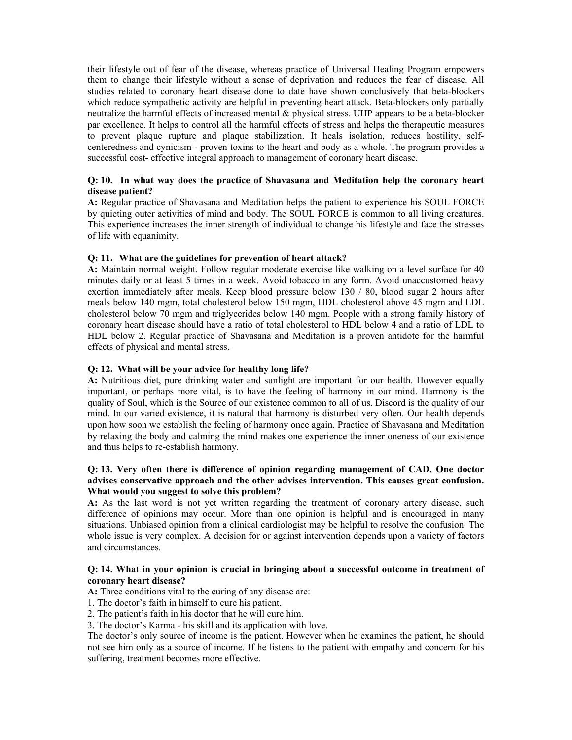their lifestyle out of fear of the disease, whereas practice of Universal Healing Program empowers them to change their lifestyle without a sense of deprivation and reduces the fear of disease. All studies related to coronary heart disease done to date have shown conclusively that beta-blockers which reduce sympathetic activity are helpful in preventing heart attack. Beta-blockers only partially neutralize the harmful effects of increased mental & physical stress. UHP appears to be a beta-blocker par excellence. It helps to control all the harmful effects of stress and helps the therapeutic measures to prevent plaque rupture and plaque stabilization. It heals isolation, reduces hostility, self-centeredness and cynicism - proven toxins to the heart and body as a whole. The program provides a successful cost- effective integral approach to management of coronary heart disease.

**Q: 10. In what way does the practice of Shavasana and Meditation help the coronary heart disease patient?**

**A:** Regular practice of Shavasana and Meditation helps the patient to experience his SOUL FORCE by quieting outer activities of mind and body. The SOUL FORCE is common to all living creatures. This experience increases the inner strength of individual to change his lifestyle and face the stresses of life with equanimity.

**Q: 11. What are the guidelines for prevention of heart attack?**

**A:** Maintain normal weight. Follow regular moderate exercise like walking on a level surface for 40 minutes daily or at least 5 times in a week. Avoid tobacco in any form. Avoid unaccustomed heavy exertion immediately after meals. Keep blood pressure below 130 / 80, blood sugar 2 hours after meals below 140 mgm, total cholesterol below 150 mgm, HDL cholesterol above 45 mgm and LDL cholesterol below 70 mgm and triglycerides below 140 mgm. People with a strong family history of coronary heart disease should have a ratio of total cholesterol to HDL below 4 and a ratio of LDL to HDL below 2. Regular practice of Shavasana and Meditation is a proven antidote for the harmful effects of physical and mental stress.

**Q: 12. What will be your advice for healthy long life?**

**A:** Nutritious diet, pure drinking water and sunlight are important for our health. However equally important, or perhaps more vital, is to have the feeling of harmony in our mind. Harmony is the quality of Soul, which is the Source of our existence common to all of us. Discord is the quality of our mind. In our varied existence, it is natural that harmony is disturbed very often. Our health depends upon how soon we establish the feeling of harmony once again. Practice of Shavasana and Meditation by relaxing the body and calming the mind makes one experience the inner oneness of our existence and thus helps to re-establish harmony.

**Q: 13. Very often there is difference of opinion regarding management of CAD. One doctor advises conservative approach and the other advises intervention. This causes great confusion. What would you suggest to solve this problem?**

**A:** As the last word is not yet written regarding the treatment of coronary artery disease, such difference of opinions may occur. More than one opinion is helpful and is encouraged in many situations. Unbiased opinion from a clinical cardiologist may be helpful to resolve the confusion. The whole issue is very complex. A decision for or against intervention depends upon a variety of factors and circumstances.

**Q: 14. What in your opinion is crucial in bringing about a successful outcome in treatment of coronary heart disease?**

**A:** Three conditions vital to the curing of any disease are:

1. The doctor's faith in himself to cure his patient.
2. The patient's faith in his doctor that he will cure him.
3. The doctor's Karma - his skill and its application with love.

The doctor's only source of income is the patient. However when he examines the patient, he should not see him only as a source of income. If he listens to the patient with empathy and concern for his suffering, treatment becomes more effective.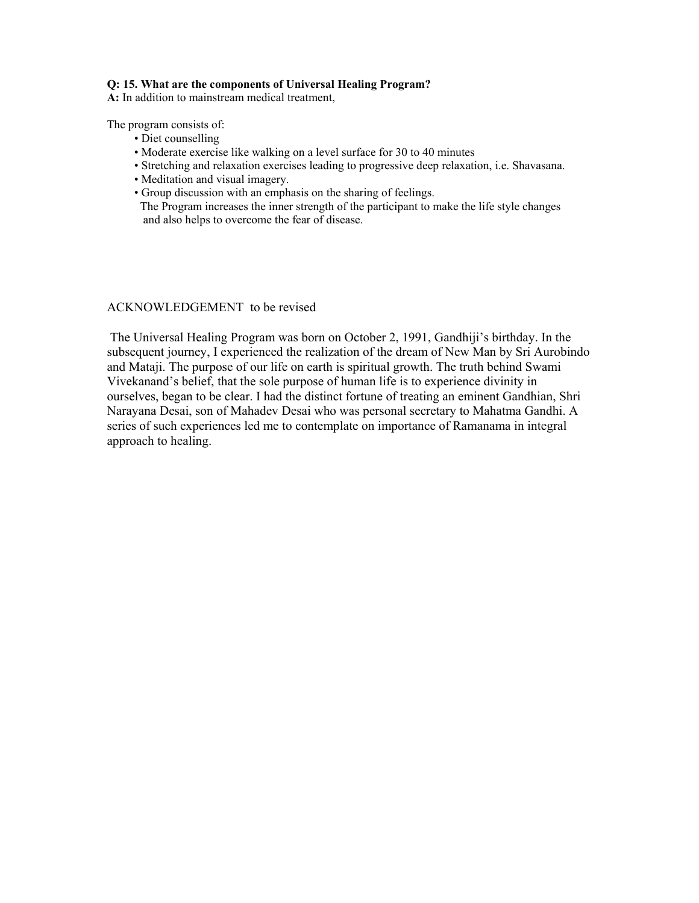**Q: 15. What are the components of Universal Healing Program?**
**A:** In addition to mainstream medical treatment,

The program consists of:

- Diet counselling
- Moderate exercise like walking on a level surface for 30 to 40 minutes
- Stretching and relaxation exercises leading to progressive deep relaxation, i.e. Shavasana.
- Meditation and visual imagery.
- Group discussion with an emphasis on the sharing of feelings.

The Program increases the inner strength of the participant to make the life style changes and also helps to overcome the fear of disease.

ACKNOWLEDGEMENT to be revised

The Universal Healing Program was born on October 2, 1991, Gandhiji's birthday. In the subsequent journey, I experienced the realization of the dream of New Man by Sri Aurobindo and Mataji. The purpose of our life on earth is spiritual growth. The truth behind Swami Vivekanand's belief, that the sole purpose of human life is to experience divinity in ourselves, began to be clear. I had the distinct fortune of treating an eminent Gandhian, Shri Narayana Desai, son of Mahadev Desai who was personal secretary to Mahatma Gandhi. A series of such experiences led me to contemplate on importance of Ramanama in integral approach to healing.